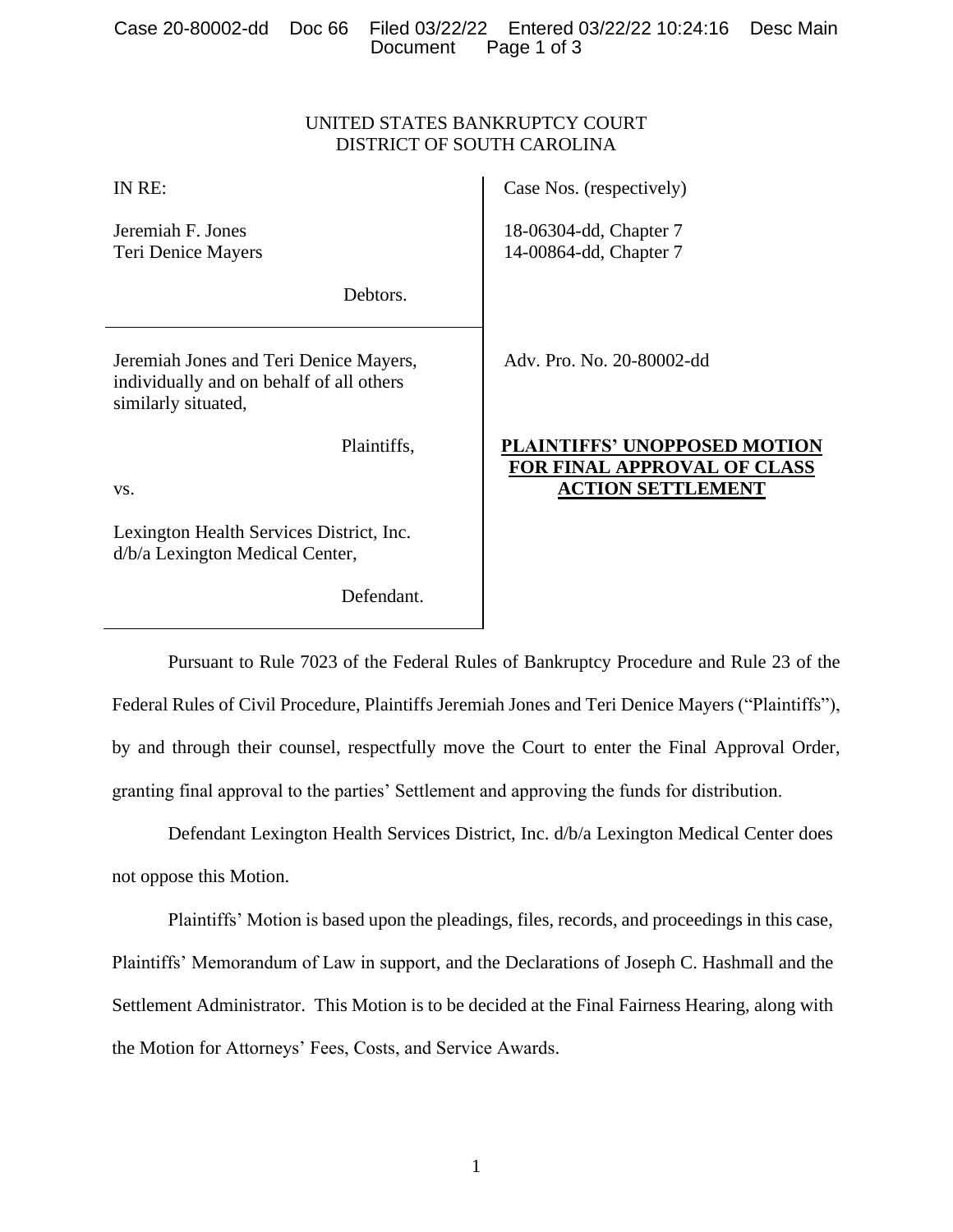UNITED STATES BANKRUPTCY COURT
DISTRICT OF SOUTH CAROLINA

| | |
|---|---|
| IN RE: | Case Nos. (respectively) |
| Jeremiah F. Jones<br>Teri Denice Mayers | 18-06304-dd, Chapter 7<br>14-00864-dd, Chapter 7 |
| Debtors. | |
| Jeremiah Jones and Teri Denice Mayers, individually and on behalf of all others similarly situated,<br><br>Plaintiffs,<br><br>vs.<br><br>Lexington Health Services District, Inc. d/b/a Lexington Medical Center,<br><br>Defendant. | Adv. Pro. No. 20-80002-dd<br><br>**PLAINTIFFS' UNOPPOSED MOTION FOR FINAL APPROVAL OF CLASS ACTION SETTLEMENT** |

Pursuant to Rule 7023 of the Federal Rules of Bankruptcy Procedure and Rule 23 of the Federal Rules of Civil Procedure, Plaintiffs Jeremiah Jones and Teri Denice Mayers ("Plaintiffs"), by and through their counsel, respectfully move the Court to enter the Final Approval Order, granting final approval to the parties' Settlement and approving the funds for distribution.

Defendant Lexington Health Services District, Inc. d/b/a Lexington Medical Center does not oppose this Motion.

Plaintiffs' Motion is based upon the pleadings, files, records, and proceedings in this case, Plaintiffs' Memorandum of Law in support, and the Declarations of Joseph C. Hashmall and the Settlement Administrator. This Motion is to be decided at the Final Fairness Hearing, along with the Motion for Attorneys' Fees, Costs, and Service Awards.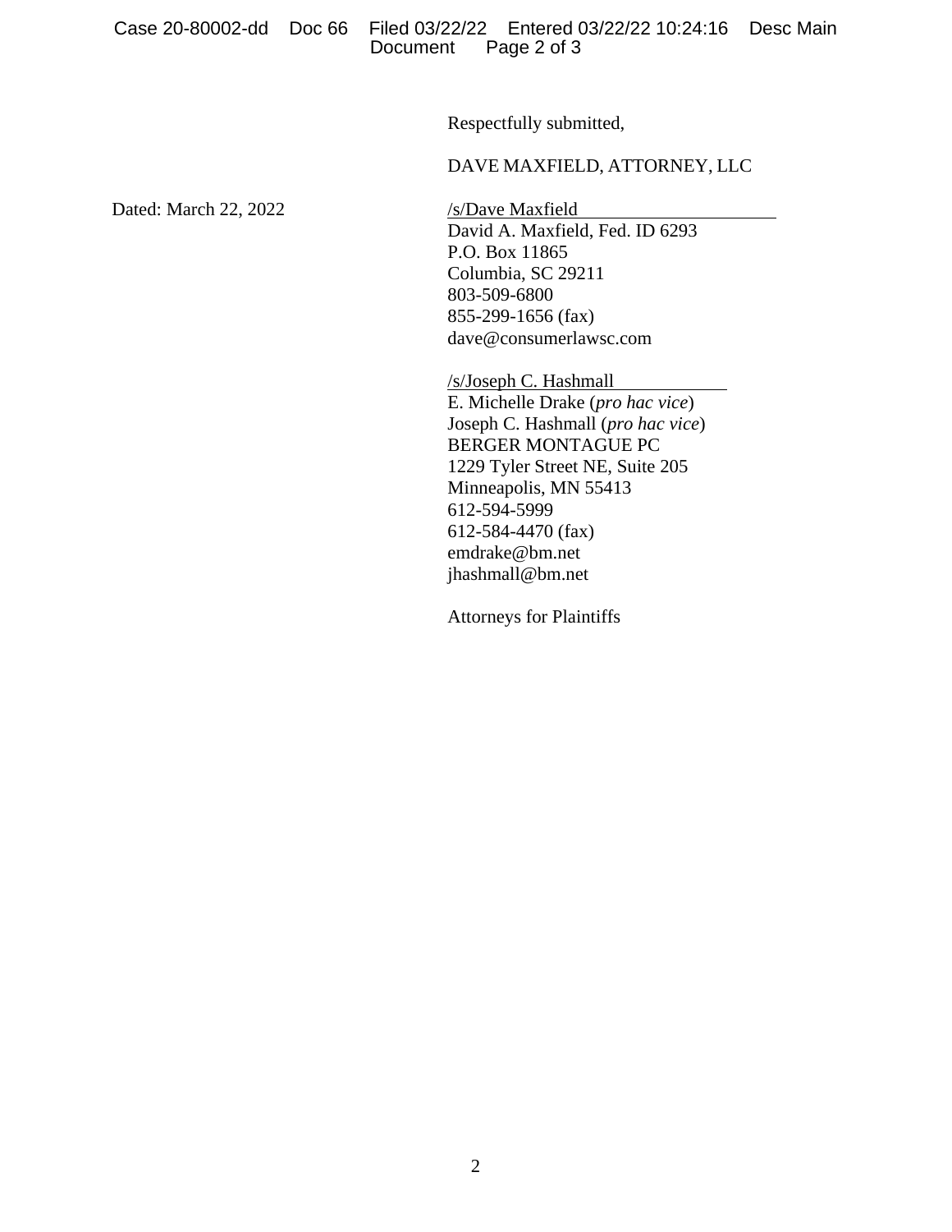Respectfully submitted,

DAVE MAXFIELD, ATTORNEY, LLC

Dated: March 22, 2022

/s/Dave Maxfield
David A. Maxfield, Fed. ID 6293
P.O. Box 11865
Columbia, SC 29211
803-509-6800
855-299-1656 (fax)
dave@consumerlawsc.com

/s/Joseph C. Hashmall
E. Michelle Drake (*pro hac vice*)
Joseph C. Hashmall (*pro hac vice*)
BERGER MONTAGUE PC
1229 Tyler Street NE, Suite 205
Minneapolis, MN 55413
612-594-5999
612-584-4470 (fax)
emdrake@bm.net
jhashmall@bm.net

Attorneys for Plaintiffs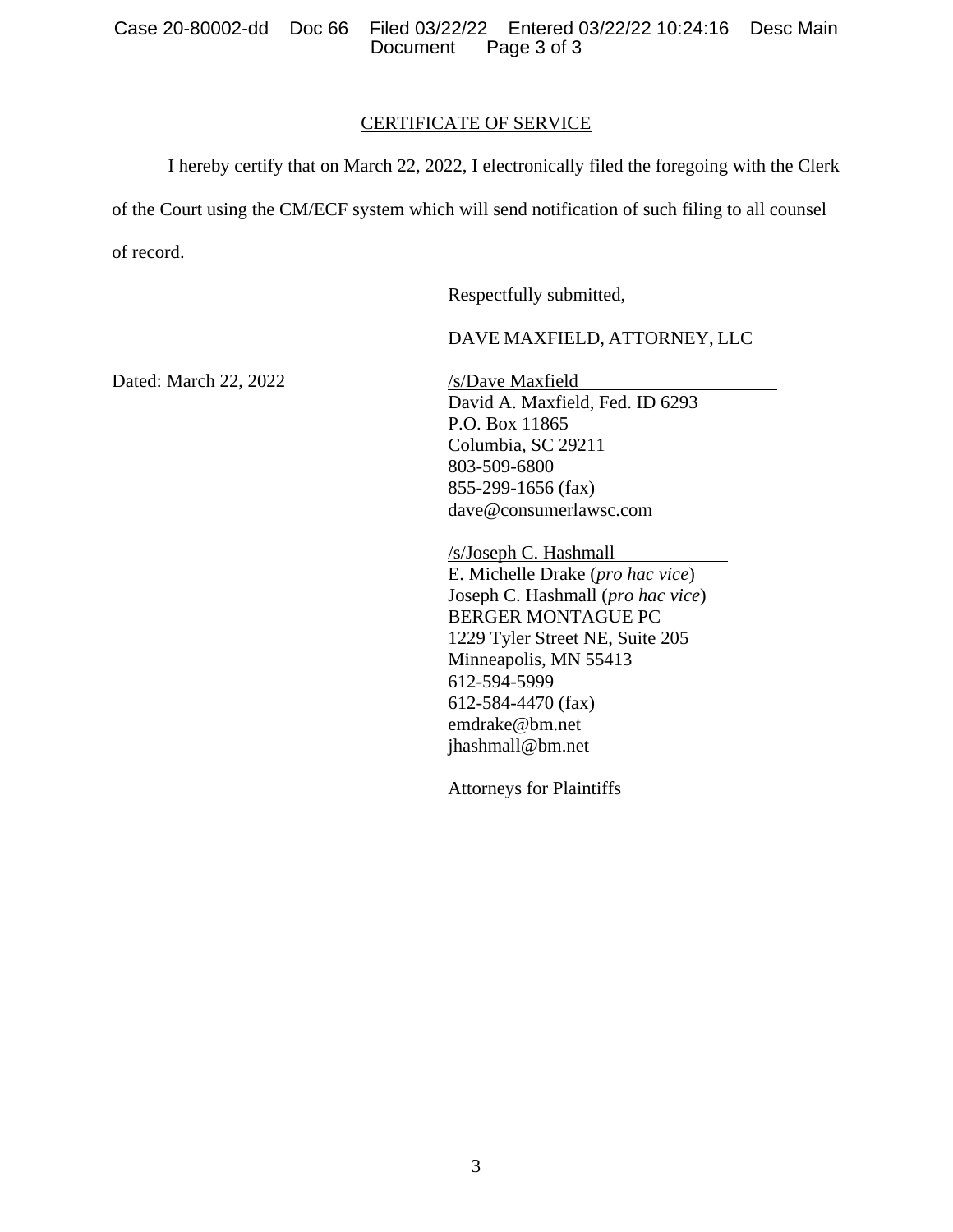## CERTIFICATE OF SERVICE

I hereby certify that on March 22, 2022, I electronically filed the foregoing with the Clerk of the Court using the CM/ECF system which will send notification of such filing to all counsel of record.

Respectfully submitted,

DAVE MAXFIELD, ATTORNEY, LLC

Dated: March 22, 2022

/s/Dave Maxfield
David A. Maxfield, Fed. ID 6293
P.O. Box 11865
Columbia, SC 29211
803-509-6800
855-299-1656 (fax)
dave@consumerlawsc.com

/s/Joseph C. Hashmall
E. Michelle Drake (*pro hac vice*)
Joseph C. Hashmall (*pro hac vice*)
BERGER MONTAGUE PC
1229 Tyler Street NE, Suite 205
Minneapolis, MN 55413
612-594-5999
612-584-4470 (fax)
emdrake@bm.net
jhashmall@bm.net

Attorneys for Plaintiffs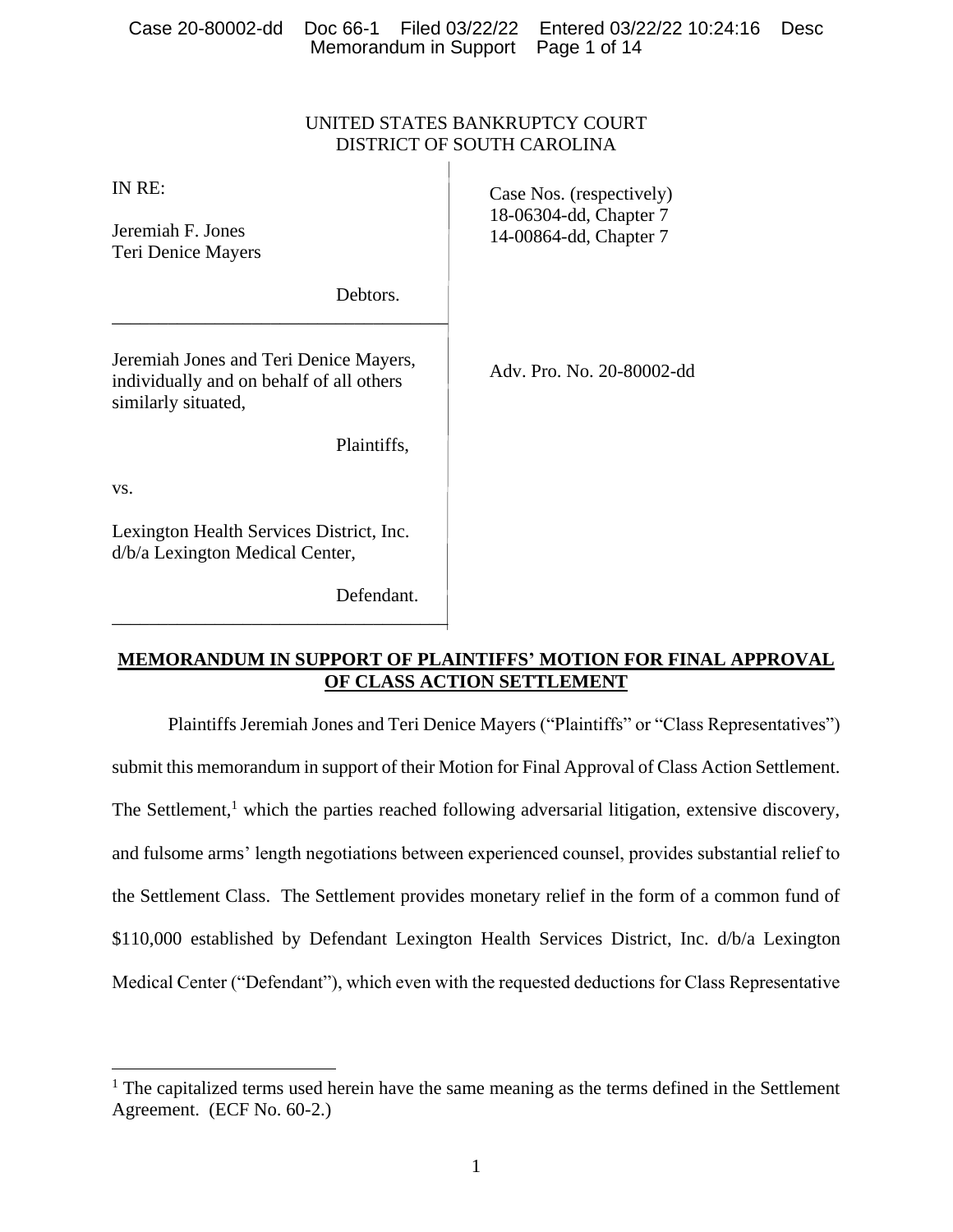UNITED STATES BANKRUPTCY COURT
DISTRICT OF SOUTH CAROLINA

| | |
|---|---|
| IN RE:<br><br>Jeremiah F. Jones<br>Teri Denice Mayers<br><br>Debtors. | Case Nos. (respectively)<br>18-06304-dd, Chapter 7<br>14-00864-dd, Chapter 7 |
| Jeremiah Jones and Teri Denice Mayers, individually and on behalf of all others similarly situated,<br><br>Plaintiffs,<br><br>vs.<br><br>Lexington Health Services District, Inc. d/b/a Lexington Medical Center,<br><br>Defendant. | Adv. Pro. No. 20-80002-dd |

## MEMORANDUM IN SUPPORT OF PLAINTIFFS' MOTION FOR FINAL APPROVAL OF CLASS ACTION SETTLEMENT

Plaintiffs Jeremiah Jones and Teri Denice Mayers ("Plaintiffs" or "Class Representatives") submit this memorandum in support of their Motion for Final Approval of Class Action Settlement. The Settlement,[1] which the parties reached following adversarial litigation, extensive discovery, and fulsome arms' length negotiations between experienced counsel, provides substantial relief to the Settlement Class. The Settlement provides monetary relief in the form of a common fund of $110,000 established by Defendant Lexington Health Services District, Inc. d/b/a Lexington Medical Center ("Defendant"), which even with the requested deductions for Class Representative

[1] The capitalized terms used herein have the same meaning as the terms defined in the Settlement Agreement. (ECF No. 60-2.)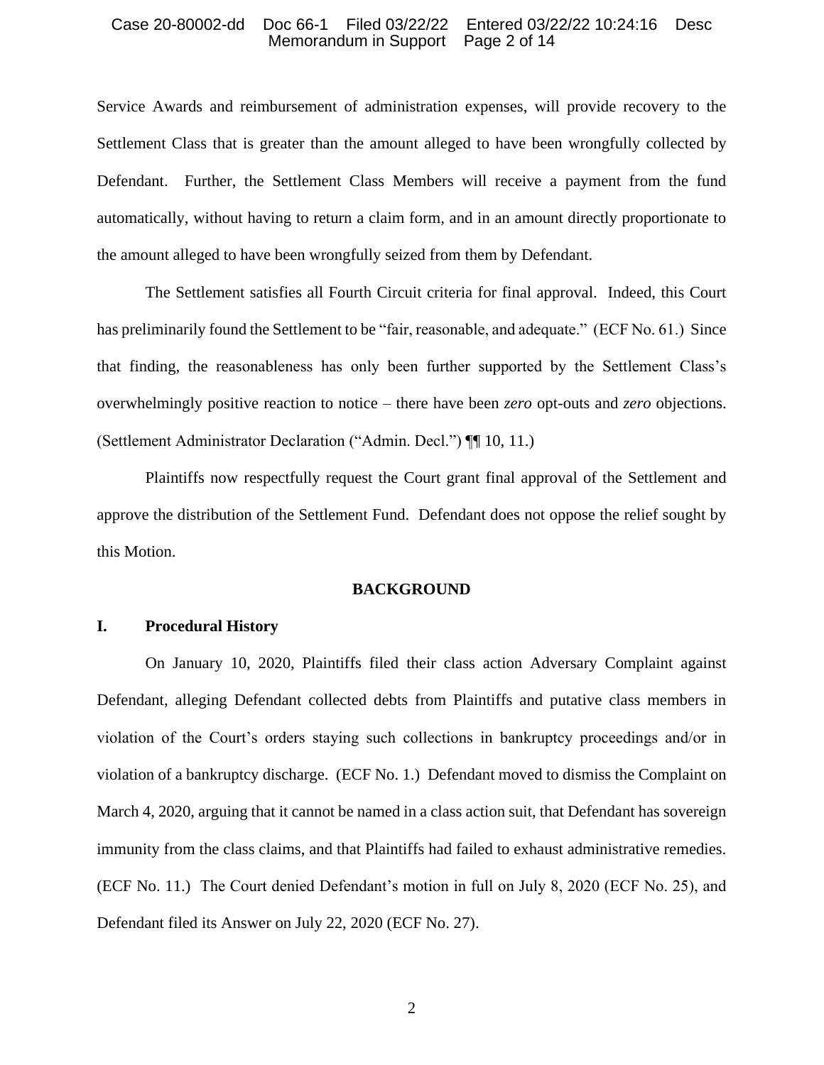Service Awards and reimbursement of administration expenses, will provide recovery to the Settlement Class that is greater than the amount alleged to have been wrongfully collected by Defendant. Further, the Settlement Class Members will receive a payment from the fund automatically, without having to return a claim form, and in an amount directly proportionate to the amount alleged to have been wrongfully seized from them by Defendant.

The Settlement satisfies all Fourth Circuit criteria for final approval. Indeed, this Court has preliminarily found the Settlement to be "fair, reasonable, and adequate." (ECF No. 61.) Since that finding, the reasonableness has only been further supported by the Settlement Class's overwhelmingly positive reaction to notice – there have been *zero* opt-outs and *zero* objections. (Settlement Administrator Declaration ("Admin. Decl.") ¶¶ 10, 11.)

Plaintiffs now respectfully request the Court grant final approval of the Settlement and approve the distribution of the Settlement Fund. Defendant does not oppose the relief sought by this Motion.

## BACKGROUND

### I. Procedural History

On January 10, 2020, Plaintiffs filed their class action Adversary Complaint against Defendant, alleging Defendant collected debts from Plaintiffs and putative class members in violation of the Court's orders staying such collections in bankruptcy proceedings and/or in violation of a bankruptcy discharge. (ECF No. 1.) Defendant moved to dismiss the Complaint on March 4, 2020, arguing that it cannot be named in a class action suit, that Defendant has sovereign immunity from the class claims, and that Plaintiffs had failed to exhaust administrative remedies. (ECF No. 11.) The Court denied Defendant's motion in full on July 8, 2020 (ECF No. 25), and Defendant filed its Answer on July 22, 2020 (ECF No. 27).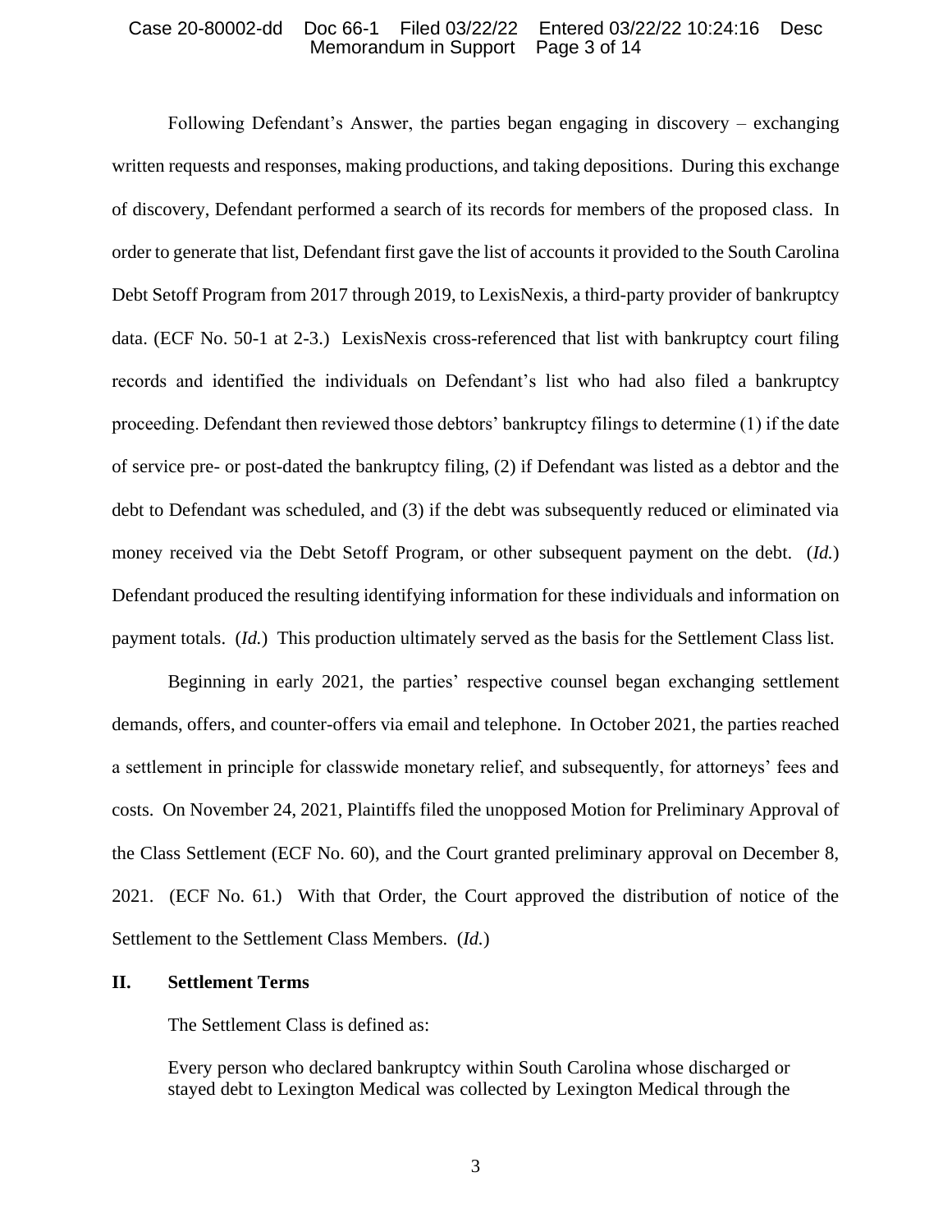Following Defendant's Answer, the parties began engaging in discovery – exchanging written requests and responses, making productions, and taking depositions. During this exchange of discovery, Defendant performed a search of its records for members of the proposed class. In order to generate that list, Defendant first gave the list of accounts it provided to the South Carolina Debt Setoff Program from 2017 through 2019, to LexisNexis, a third-party provider of bankruptcy data. (ECF No. 50-1 at 2-3.) LexisNexis cross-referenced that list with bankruptcy court filing records and identified the individuals on Defendant's list who had also filed a bankruptcy proceeding. Defendant then reviewed those debtors' bankruptcy filings to determine (1) if the date of service pre- or post-dated the bankruptcy filing, (2) if Defendant was listed as a debtor and the debt to Defendant was scheduled, and (3) if the debt was subsequently reduced or eliminated via money received via the Debt Setoff Program, or other subsequent payment on the debt. (*Id.*) Defendant produced the resulting identifying information for these individuals and information on payment totals. (*Id.*) This production ultimately served as the basis for the Settlement Class list.

Beginning in early 2021, the parties' respective counsel began exchanging settlement demands, offers, and counter-offers via email and telephone. In October 2021, the parties reached a settlement in principle for classwide monetary relief, and subsequently, for attorneys' fees and costs. On November 24, 2021, Plaintiffs filed the unopposed Motion for Preliminary Approval of the Class Settlement (ECF No. 60), and the Court granted preliminary approval on December 8, 2021. (ECF No. 61.) With that Order, the Court approved the distribution of notice of the Settlement to the Settlement Class Members. (*Id.*)

## II. Settlement Terms

The Settlement Class is defined as:

> Every person who declared bankruptcy within South Carolina whose discharged or stayed debt to Lexington Medical was collected by Lexington Medical through the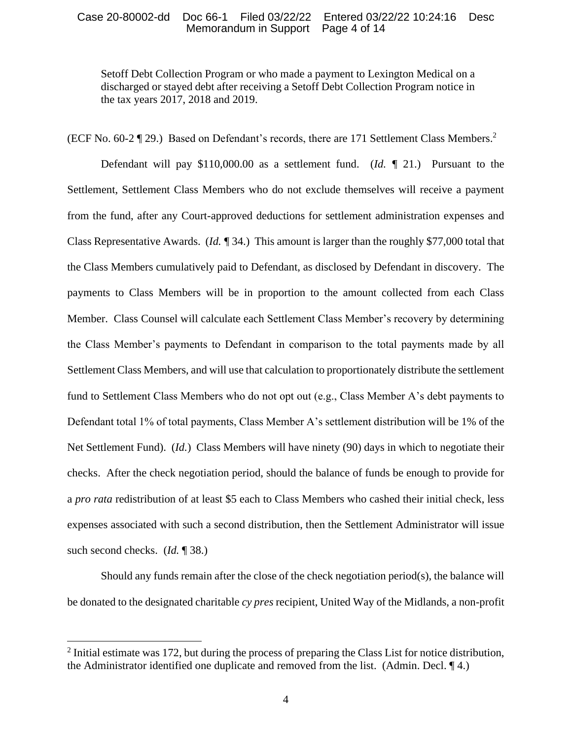Setoff Debt Collection Program or who made a payment to Lexington Medical on a discharged or stayed debt after receiving a Setoff Debt Collection Program notice in the tax years 2017, 2018 and 2019.

(ECF No. 60-2 ¶ 29.) Based on Defendant's records, there are 171 Settlement Class Members.[2]

Defendant will pay $110,000.00 as a settlement fund. (*Id.* ¶ 21.) Pursuant to the Settlement, Settlement Class Members who do not exclude themselves will receive a payment from the fund, after any Court-approved deductions for settlement administration expenses and Class Representative Awards. (*Id.* ¶ 34.) This amount is larger than the roughly $77,000 total that the Class Members cumulatively paid to Defendant, as disclosed by Defendant in discovery. The payments to Class Members will be in proportion to the amount collected from each Class Member. Class Counsel will calculate each Settlement Class Member's recovery by determining the Class Member's payments to Defendant in comparison to the total payments made by all Settlement Class Members, and will use that calculation to proportionately distribute the settlement fund to Settlement Class Members who do not opt out (e.g., Class Member A's debt payments to Defendant total 1% of total payments, Class Member A's settlement distribution will be 1% of the Net Settlement Fund). (*Id.*) Class Members will have ninety (90) days in which to negotiate their checks. After the check negotiation period, should the balance of funds be enough to provide for a *pro rata* redistribution of at least $5 each to Class Members who cashed their initial check, less expenses associated with such a second distribution, then the Settlement Administrator will issue such second checks. (*Id.* ¶ 38.)

Should any funds remain after the close of the check negotiation period(s), the balance will be donated to the designated charitable *cy pres* recipient, United Way of the Midlands, a non-profit

[2] Initial estimate was 172, but during the process of preparing the Class List for notice distribution, the Administrator identified one duplicate and removed from the list. (Admin. Decl. ¶ 4.)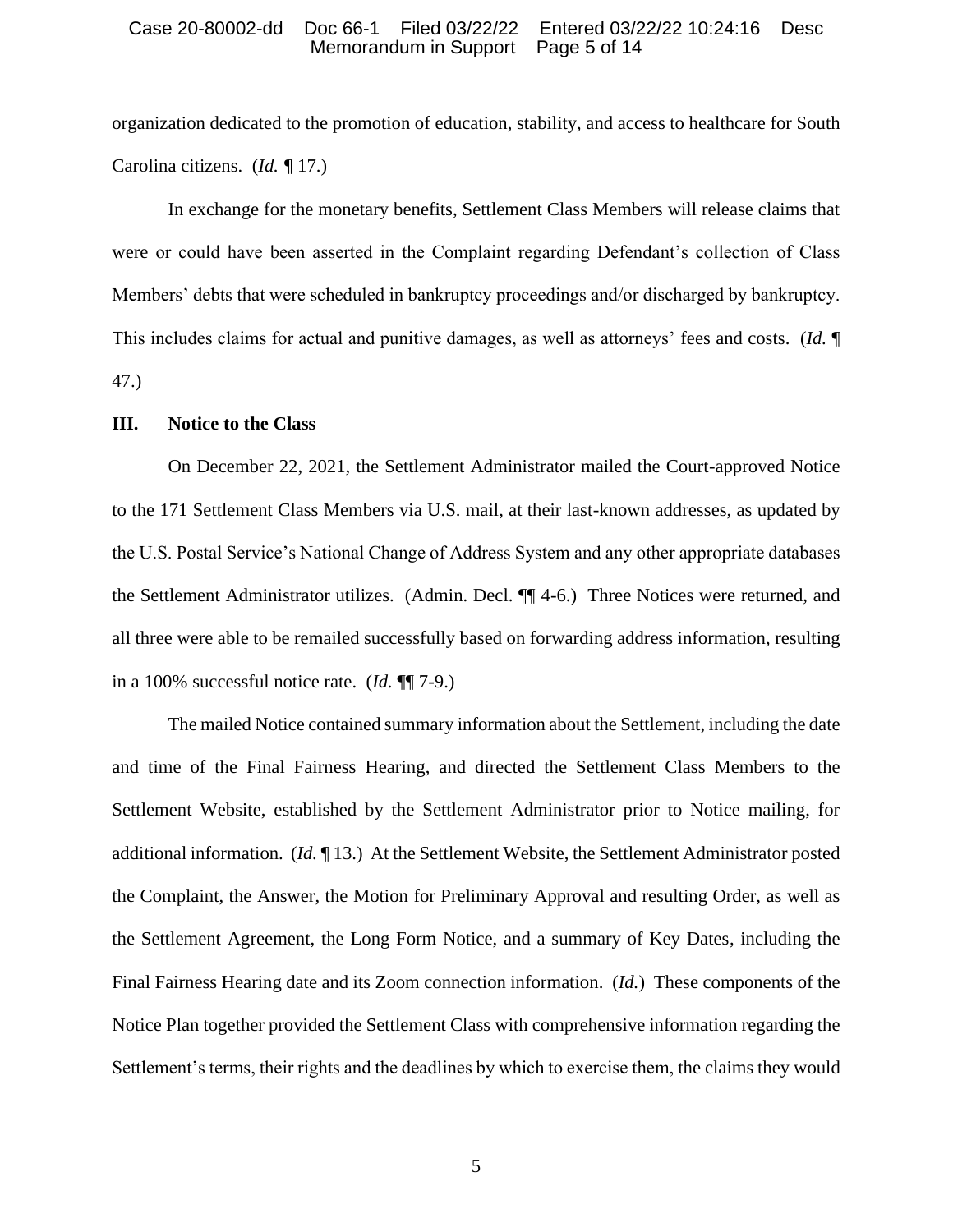organization dedicated to the promotion of education, stability, and access to healthcare for South Carolina citizens. (*Id.* ¶ 17.)

In exchange for the monetary benefits, Settlement Class Members will release claims that were or could have been asserted in the Complaint regarding Defendant's collection of Class Members' debts that were scheduled in bankruptcy proceedings and/or discharged by bankruptcy. This includes claims for actual and punitive damages, as well as attorneys' fees and costs. (*Id.* ¶ 47.)

## III. Notice to the Class

On December 22, 2021, the Settlement Administrator mailed the Court-approved Notice to the 171 Settlement Class Members via U.S. mail, at their last-known addresses, as updated by the U.S. Postal Service's National Change of Address System and any other appropriate databases the Settlement Administrator utilizes. (Admin. Decl. ¶¶ 4-6.) Three Notices were returned, and all three were able to be remailed successfully based on forwarding address information, resulting in a 100% successful notice rate. (*Id.* ¶¶ 7-9.)

The mailed Notice contained summary information about the Settlement, including the date and time of the Final Fairness Hearing, and directed the Settlement Class Members to the Settlement Website, established by the Settlement Administrator prior to Notice mailing, for additional information. (*Id.* ¶ 13.) At the Settlement Website, the Settlement Administrator posted the Complaint, the Answer, the Motion for Preliminary Approval and resulting Order, as well as the Settlement Agreement, the Long Form Notice, and a summary of Key Dates, including the Final Fairness Hearing date and its Zoom connection information. (*Id.*) These components of the Notice Plan together provided the Settlement Class with comprehensive information regarding the Settlement's terms, their rights and the deadlines by which to exercise them, the claims they would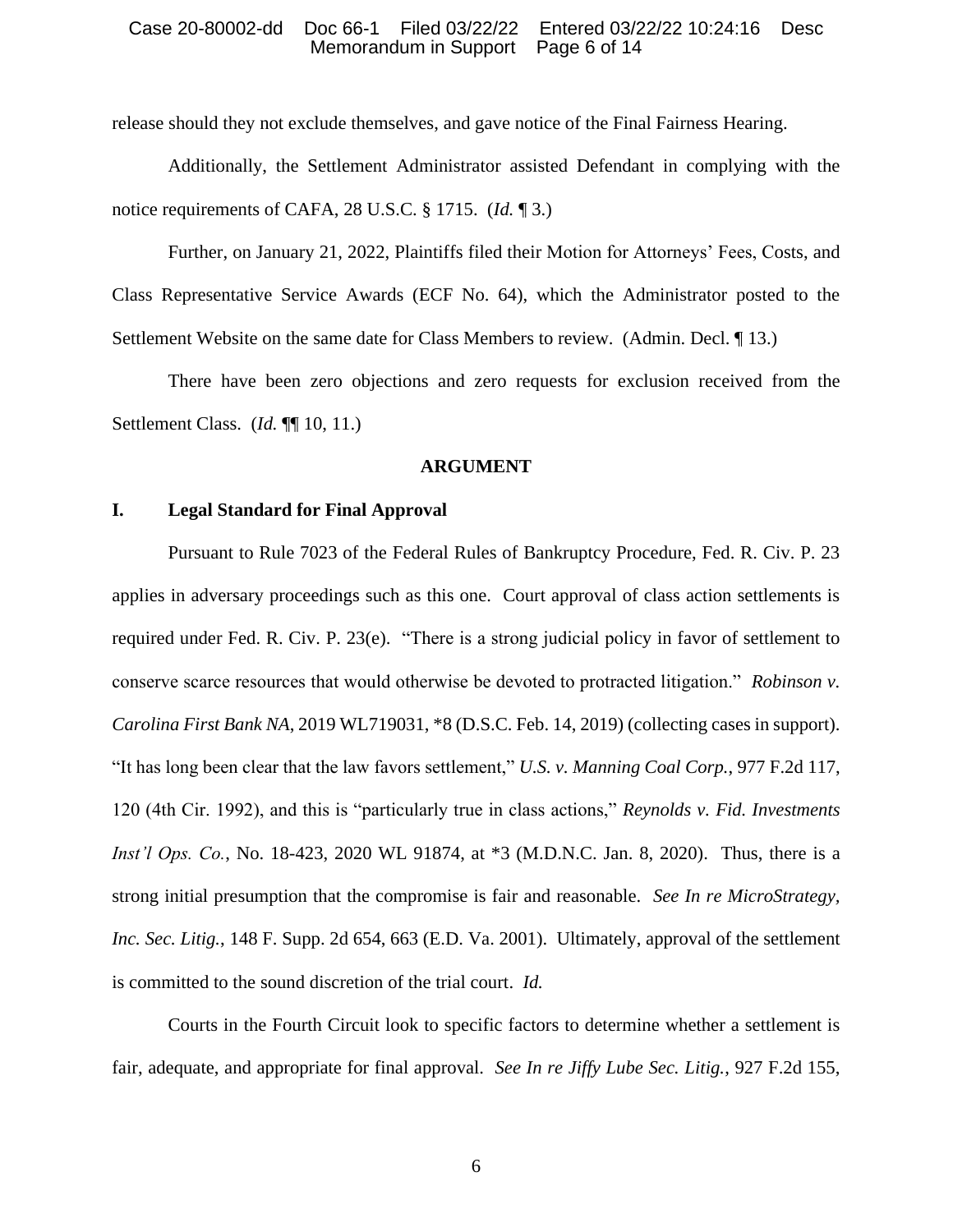release should they not exclude themselves, and gave notice of the Final Fairness Hearing.

Additionally, the Settlement Administrator assisted Defendant in complying with the notice requirements of CAFA, 28 U.S.C. § 1715. (*Id.* ¶ 3.)

Further, on January 21, 2022, Plaintiffs filed their Motion for Attorneys' Fees, Costs, and Class Representative Service Awards (ECF No. 64), which the Administrator posted to the Settlement Website on the same date for Class Members to review. (Admin. Decl. ¶ 13.)

There have been zero objections and zero requests for exclusion received from the Settlement Class. (*Id.* ¶¶ 10, 11.)

## ARGUMENT

### I. Legal Standard for Final Approval

Pursuant to Rule 7023 of the Federal Rules of Bankruptcy Procedure, Fed. R. Civ. P. 23 applies in adversary proceedings such as this one. Court approval of class action settlements is required under Fed. R. Civ. P. 23(e). "There is a strong judicial policy in favor of settlement to conserve scarce resources that would otherwise be devoted to protracted litigation." *Robinson v. Carolina First Bank NA*, 2019 WL719031, *8 (D.S.C. Feb. 14, 2019) (collecting cases in support). "It has long been clear that the law favors settlement," *U.S. v. Manning Coal Corp.*, 977 F.2d 117, 120 (4th Cir. 1992), and this is "particularly true in class actions," *Reynolds v. Fid. Investments Inst'l Ops. Co.*, No. 18-423, 2020 WL 91874, at *3 (M.D.N.C. Jan. 8, 2020). Thus, there is a strong initial presumption that the compromise is fair and reasonable. *See In re MicroStrategy, Inc. Sec. Litig.*, 148 F. Supp. 2d 654, 663 (E.D. Va. 2001). Ultimately, approval of the settlement is committed to the sound discretion of the trial court. *Id.*

Courts in the Fourth Circuit look to specific factors to determine whether a settlement is fair, adequate, and appropriate for final approval. *See In re Jiffy Lube Sec. Litig.*, 927 F.2d 155,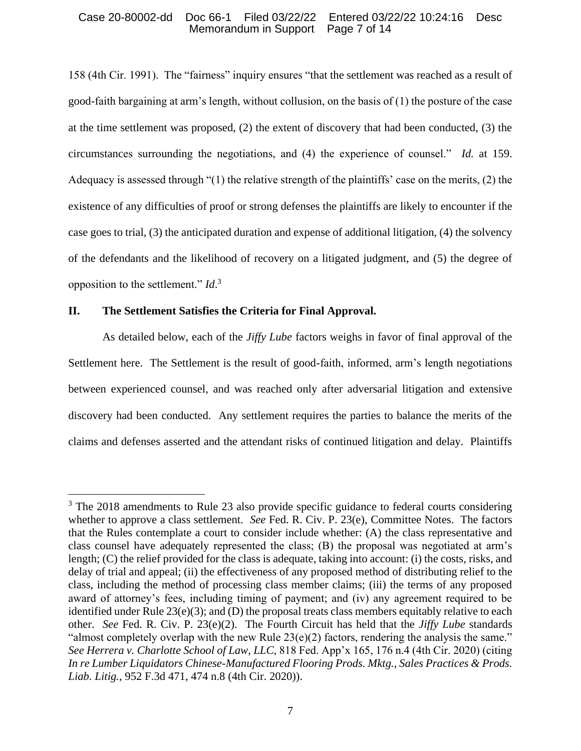158 (4th Cir. 1991). The "fairness" inquiry ensures "that the settlement was reached as a result of good-faith bargaining at arm's length, without collusion, on the basis of (1) the posture of the case at the time settlement was proposed, (2) the extent of discovery that had been conducted, (3) the circumstances surrounding the negotiations, and (4) the experience of counsel." *Id.* at 159. Adequacy is assessed through "(1) the relative strength of the plaintiffs' case on the merits, (2) the existence of any difficulties of proof or strong defenses the plaintiffs are likely to encounter if the case goes to trial, (3) the anticipated duration and expense of additional litigation, (4) the solvency of the defendants and the likelihood of recovery on a litigated judgment, and (5) the degree of opposition to the settlement." *Id*.[3]

## II. The Settlement Satisfies the Criteria for Final Approval.

As detailed below, each of the *Jiffy Lube* factors weighs in favor of final approval of the Settlement here. The Settlement is the result of good-faith, informed, arm's length negotiations between experienced counsel, and was reached only after adversarial litigation and extensive discovery had been conducted. Any settlement requires the parties to balance the merits of the claims and defenses asserted and the attendant risks of continued litigation and delay. Plaintiffs

---

[3] The 2018 amendments to Rule 23 also provide specific guidance to federal courts considering whether to approve a class settlement. *See* Fed. R. Civ. P. 23(e), Committee Notes. The factors that the Rules contemplate a court to consider include whether: (A) the class representative and class counsel have adequately represented the class; (B) the proposal was negotiated at arm's length; (C) the relief provided for the class is adequate, taking into account: (i) the costs, risks, and delay of trial and appeal; (ii) the effectiveness of any proposed method of distributing relief to the class, including the method of processing class member claims; (iii) the terms of any proposed award of attorney's fees, including timing of payment; and (iv) any agreement required to be identified under Rule 23(e)(3); and (D) the proposal treats class members equitably relative to each other. *See* Fed. R. Civ. P. 23(e)(2). The Fourth Circuit has held that the *Jiffy Lube* standards "almost completely overlap with the new Rule 23(e)(2) factors, rendering the analysis the same." *See Herrera v. Charlotte School of Law, LLC*, 818 Fed. App'x 165, 176 n.4 (4th Cir. 2020) (citing *In re Lumber Liquidators Chinese-Manufactured Flooring Prods. Mktg., Sales Practices & Prods. Liab. Litig.*, 952 F.3d 471, 474 n.8 (4th Cir. 2020)).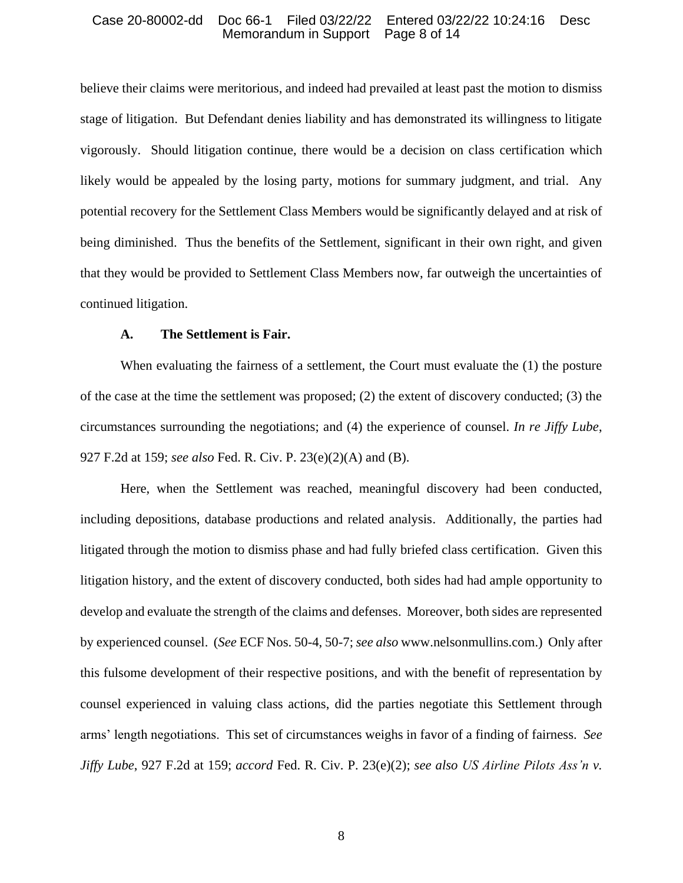believe their claims were meritorious, and indeed had prevailed at least past the motion to dismiss stage of litigation. But Defendant denies liability and has demonstrated its willingness to litigate vigorously. Should litigation continue, there would be a decision on class certification which likely would be appealed by the losing party, motions for summary judgment, and trial. Any potential recovery for the Settlement Class Members would be significantly delayed and at risk of being diminished. Thus the benefits of the Settlement, significant in their own right, and given that they would be provided to Settlement Class Members now, far outweigh the uncertainties of continued litigation.

### A. The Settlement is Fair.

When evaluating the fairness of a settlement, the Court must evaluate the (1) the posture of the case at the time the settlement was proposed; (2) the extent of discovery conducted; (3) the circumstances surrounding the negotiations; and (4) the experience of counsel. *In re Jiffy Lube*, 927 F.2d at 159; *see also* Fed. R. Civ. P. 23(e)(2)(A) and (B).

Here, when the Settlement was reached, meaningful discovery had been conducted, including depositions, database productions and related analysis. Additionally, the parties had litigated through the motion to dismiss phase and had fully briefed class certification. Given this litigation history, and the extent of discovery conducted, both sides had had ample opportunity to develop and evaluate the strength of the claims and defenses. Moreover, both sides are represented by experienced counsel. (*See* ECF Nos. 50-4, 50-7; *see also* www.nelsonmullins.com.) Only after this fulsome development of their respective positions, and with the benefit of representation by counsel experienced in valuing class actions, did the parties negotiate this Settlement through arms' length negotiations. This set of circumstances weighs in favor of a finding of fairness. *See Jiffy Lube*, 927 F.2d at 159; *accord* Fed. R. Civ. P. 23(e)(2); *see also US Airline Pilots Ass'n v.*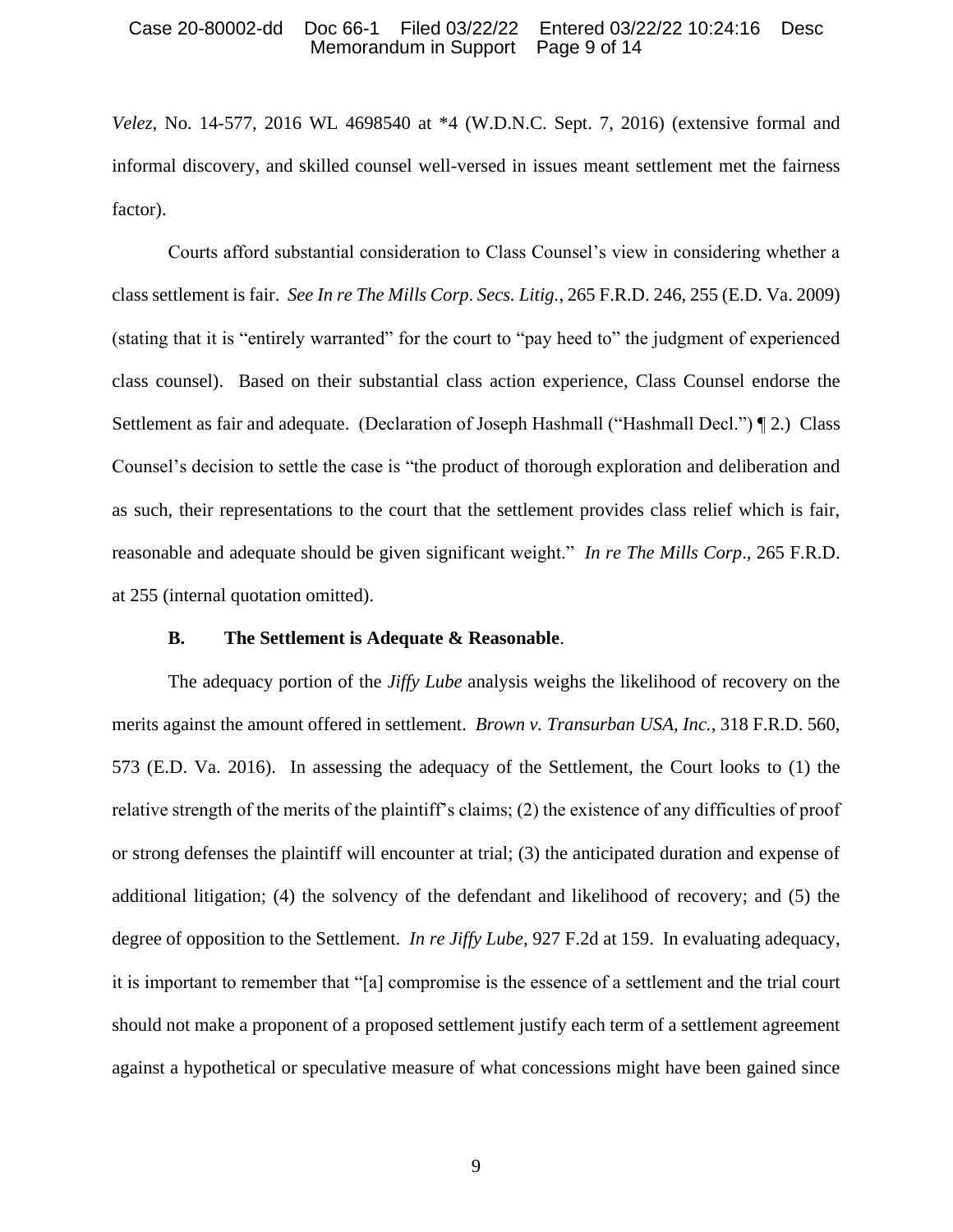*Velez*, No. 14-577, 2016 WL 4698540 at *4 (W.D.N.C. Sept. 7, 2016) (extensive formal and informal discovery, and skilled counsel well-versed in issues meant settlement met the fairness factor).

Courts afford substantial consideration to Class Counsel's view in considering whether a class settlement is fair. *See In re The Mills Corp. Secs. Litig.*, 265 F.R.D. 246, 255 (E.D. Va. 2009) (stating that it is "entirely warranted" for the court to "pay heed to" the judgment of experienced class counsel). Based on their substantial class action experience, Class Counsel endorse the Settlement as fair and adequate. (Declaration of Joseph Hashmall ("Hashmall Decl.") ¶ 2.) Class Counsel's decision to settle the case is "the product of thorough exploration and deliberation and as such, their representations to the court that the settlement provides class relief which is fair, reasonable and adequate should be given significant weight." *In re The Mills Corp*., 265 F.R.D. at 255 (internal quotation omitted).

### B. The Settlement is Adequate & Reasonable.

The adequacy portion of the *Jiffy Lube* analysis weighs the likelihood of recovery on the merits against the amount offered in settlement. *Brown v. Transurban USA, Inc.*, 318 F.R.D. 560, 573 (E.D. Va. 2016). In assessing the adequacy of the Settlement, the Court looks to (1) the relative strength of the merits of the plaintiff's claims; (2) the existence of any difficulties of proof or strong defenses the plaintiff will encounter at trial; (3) the anticipated duration and expense of additional litigation; (4) the solvency of the defendant and likelihood of recovery; and (5) the degree of opposition to the Settlement. *In re Jiffy Lube*, 927 F.2d at 159. In evaluating adequacy, it is important to remember that "[a] compromise is the essence of a settlement and the trial court should not make a proponent of a proposed settlement justify each term of a settlement agreement against a hypothetical or speculative measure of what concessions might have been gained since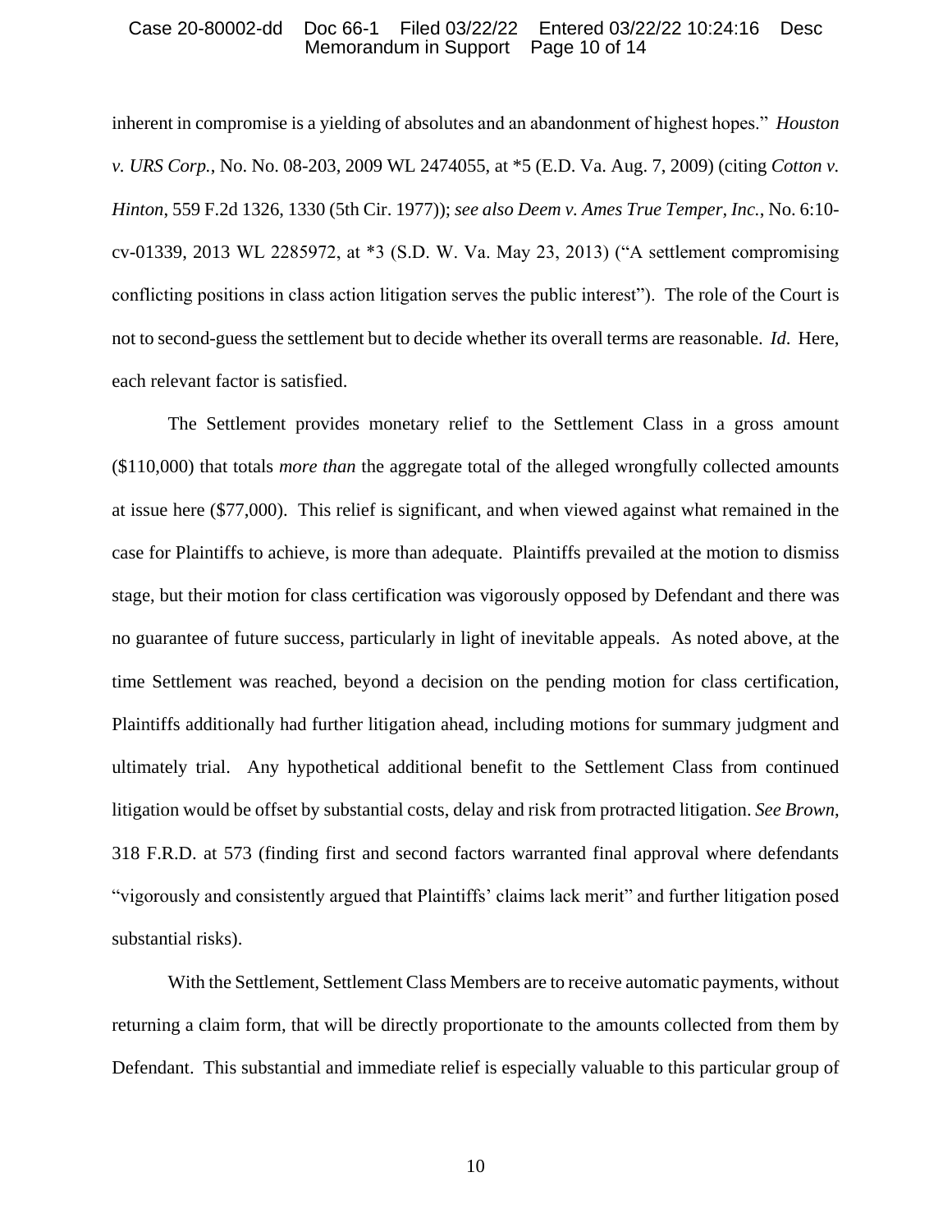inherent in compromise is a yielding of absolutes and an abandonment of highest hopes." *Houston v. URS Corp.*, No. No. 08-203, 2009 WL 2474055, at *5 (E.D. Va. Aug. 7, 2009) (citing *Cotton v. Hinton*, 559 F.2d 1326, 1330 (5th Cir. 1977)); *see also Deem v. Ames True Temper, Inc.*, No. 6:10-cv-01339, 2013 WL 2285972, at *3 (S.D. W. Va. May 23, 2013) ("A settlement compromising conflicting positions in class action litigation serves the public interest"). The role of the Court is not to second-guess the settlement but to decide whether its overall terms are reasonable. *Id*. Here, each relevant factor is satisfied.

The Settlement provides monetary relief to the Settlement Class in a gross amount ($110,000) that totals *more than* the aggregate total of the alleged wrongfully collected amounts at issue here ($77,000). This relief is significant, and when viewed against what remained in the case for Plaintiffs to achieve, is more than adequate. Plaintiffs prevailed at the motion to dismiss stage, but their motion for class certification was vigorously opposed by Defendant and there was no guarantee of future success, particularly in light of inevitable appeals. As noted above, at the time Settlement was reached, beyond a decision on the pending motion for class certification, Plaintiffs additionally had further litigation ahead, including motions for summary judgment and ultimately trial. Any hypothetical additional benefit to the Settlement Class from continued litigation would be offset by substantial costs, delay and risk from protracted litigation. *See Brown*, 318 F.R.D. at 573 (finding first and second factors warranted final approval where defendants "vigorously and consistently argued that Plaintiffs' claims lack merit" and further litigation posed substantial risks).

With the Settlement, Settlement Class Members are to receive automatic payments, without returning a claim form, that will be directly proportionate to the amounts collected from them by Defendant. This substantial and immediate relief is especially valuable to this particular group of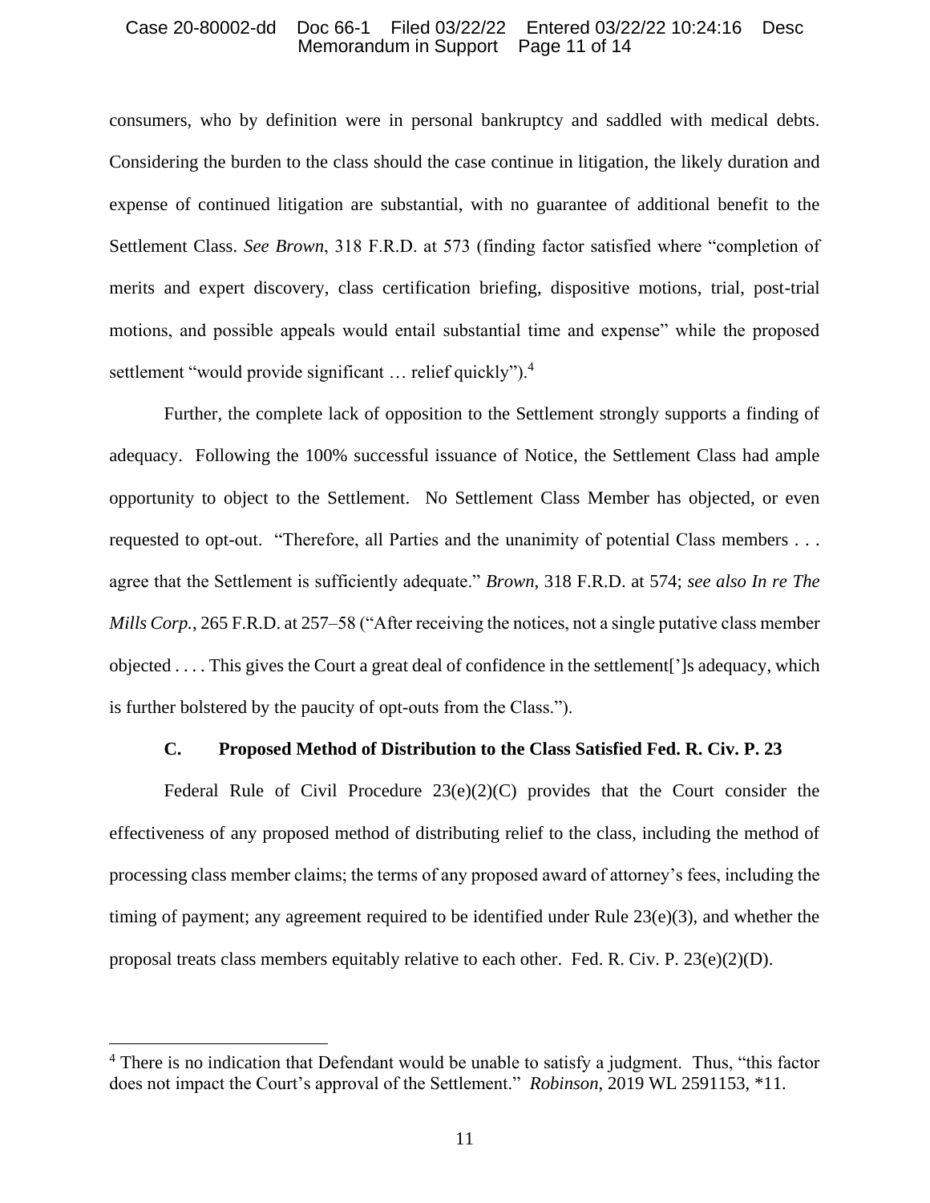consumers, who by definition were in personal bankruptcy and saddled with medical debts. Considering the burden to the class should the case continue in litigation, the likely duration and expense of continued litigation are substantial, with no guarantee of additional benefit to the Settlement Class. *See Brown*, 318 F.R.D. at 573 (finding factor satisfied where "completion of merits and expert discovery, class certification briefing, dispositive motions, trial, post-trial motions, and possible appeals would entail substantial time and expense" while the proposed settlement "would provide significant … relief quickly").[4]

Further, the complete lack of opposition to the Settlement strongly supports a finding of adequacy. Following the 100% successful issuance of Notice, the Settlement Class had ample opportunity to object to the Settlement. No Settlement Class Member has objected, or even requested to opt-out. "Therefore, all Parties and the unanimity of potential Class members . . . agree that the Settlement is sufficiently adequate." *Brown*, 318 F.R.D. at 574; *see also In re The Mills Corp.*, 265 F.R.D. at 257–58 ("After receiving the notices, not a single putative class member objected . . . . This gives the Court a great deal of confidence in the settlement[']s adequacy, which is further bolstered by the paucity of opt-outs from the Class.").

### C. Proposed Method of Distribution to the Class Satisfied Fed. R. Civ. P. 23

Federal Rule of Civil Procedure 23(e)(2)(C) provides that the Court consider the effectiveness of any proposed method of distributing relief to the class, including the method of processing class member claims; the terms of any proposed award of attorney's fees, including the timing of payment; any agreement required to be identified under Rule 23(e)(3), and whether the proposal treats class members equitably relative to each other. Fed. R. Civ. P. 23(e)(2)(D).

[4] There is no indication that Defendant would be unable to satisfy a judgment. Thus, "this factor does not impact the Court's approval of the Settlement." *Robinson*, 2019 WL 2591153, *11.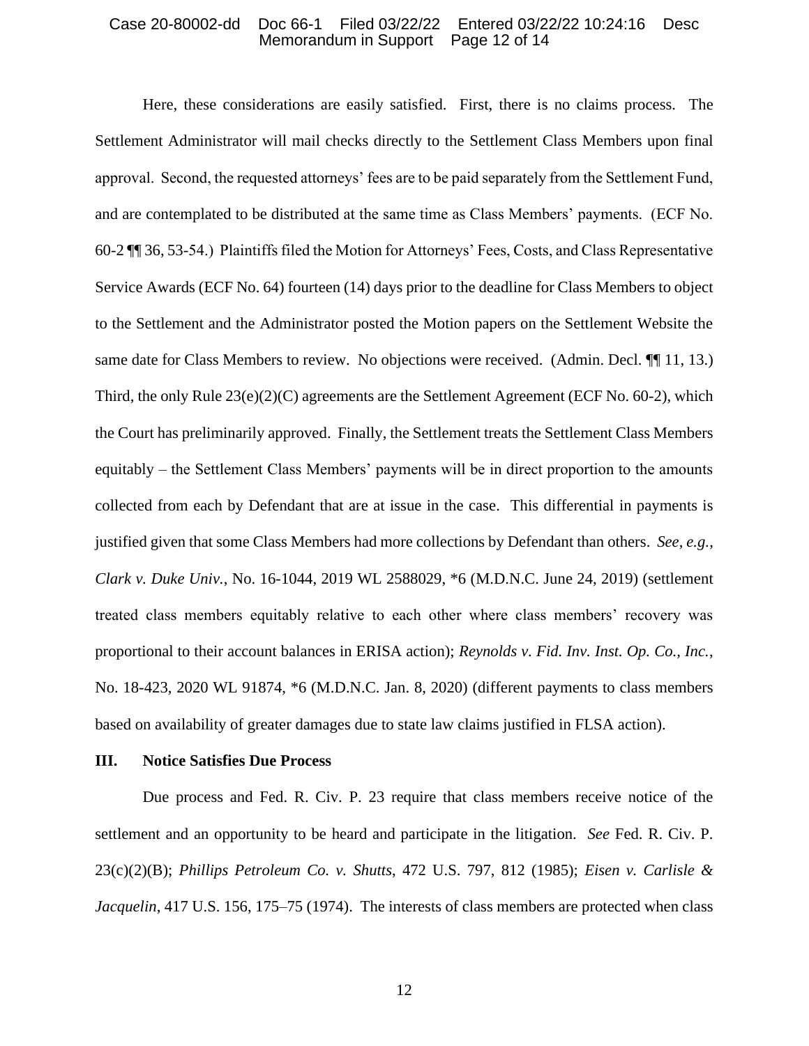Here, these considerations are easily satisfied. First, there is no claims process. The Settlement Administrator will mail checks directly to the Settlement Class Members upon final approval. Second, the requested attorneys' fees are to be paid separately from the Settlement Fund, and are contemplated to be distributed at the same time as Class Members' payments. (ECF No. 60-2 ¶¶ 36, 53-54.) Plaintiffs filed the Motion for Attorneys' Fees, Costs, and Class Representative Service Awards (ECF No. 64) fourteen (14) days prior to the deadline for Class Members to object to the Settlement and the Administrator posted the Motion papers on the Settlement Website the same date for Class Members to review. No objections were received. (Admin. Decl. ¶¶ 11, 13.) Third, the only Rule 23(e)(2)(C) agreements are the Settlement Agreement (ECF No. 60-2), which the Court has preliminarily approved. Finally, the Settlement treats the Settlement Class Members equitably – the Settlement Class Members' payments will be in direct proportion to the amounts collected from each by Defendant that are at issue in the case. This differential in payments is justified given that some Class Members had more collections by Defendant than others. *See, e.g.*, *Clark v. Duke Univ.*, No. 16-1044, 2019 WL 2588029, *6 (M.D.N.C. June 24, 2019) (settlement treated class members equitably relative to each other where class members' recovery was proportional to their account balances in ERISA action); *Reynolds v. Fid. Inv. Inst. Op. Co., Inc.*, No. 18-423, 2020 WL 91874, *6 (M.D.N.C. Jan. 8, 2020) (different payments to class members based on availability of greater damages due to state law claims justified in FLSA action).

## III. Notice Satisfies Due Process

Due process and Fed. R. Civ. P. 23 require that class members receive notice of the settlement and an opportunity to be heard and participate in the litigation. *See* Fed. R. Civ. P. 23(c)(2)(B); *Phillips Petroleum Co. v. Shutts*, 472 U.S. 797, 812 (1985); *Eisen v. Carlisle & Jacquelin*, 417 U.S. 156, 175–75 (1974). The interests of class members are protected when class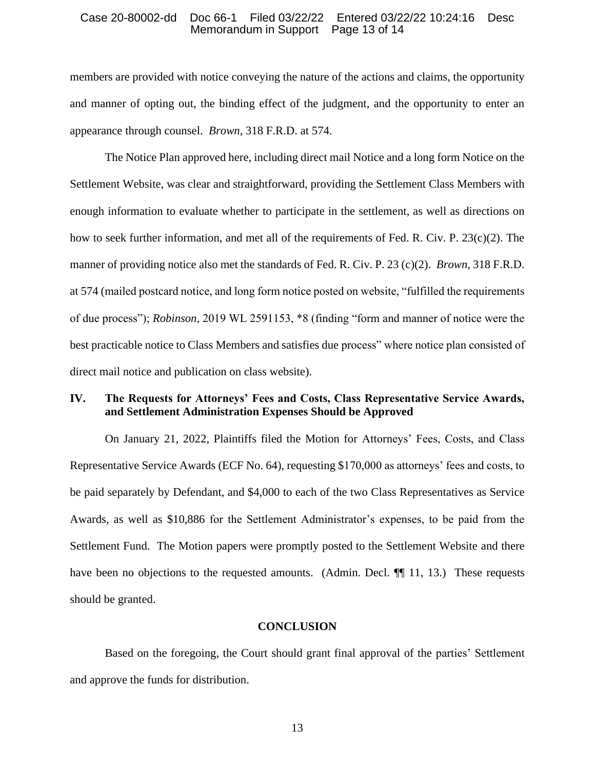members are provided with notice conveying the nature of the actions and claims, the opportunity and manner of opting out, the binding effect of the judgment, and the opportunity to enter an appearance through counsel. *Brown*, 318 F.R.D. at 574.

The Notice Plan approved here, including direct mail Notice and a long form Notice on the Settlement Website, was clear and straightforward, providing the Settlement Class Members with enough information to evaluate whether to participate in the settlement, as well as directions on how to seek further information, and met all of the requirements of Fed. R. Civ. P. 23(c)(2). The manner of providing notice also met the standards of Fed. R. Civ. P. 23 (c)(2). *Brown*, 318 F.R.D. at 574 (mailed postcard notice, and long form notice posted on website, "fulfilled the requirements of due process"); *Robinson*, 2019 WL 2591153, *8 (finding "form and manner of notice were the best practicable notice to Class Members and satisfies due process" where notice plan consisted of direct mail notice and publication on class website).

## IV. The Requests for Attorneys' Fees and Costs, Class Representative Service Awards, and Settlement Administration Expenses Should be Approved

On January 21, 2022, Plaintiffs filed the Motion for Attorneys' Fees, Costs, and Class Representative Service Awards (ECF No. 64), requesting $170,000 as attorneys' fees and costs, to be paid separately by Defendant, and $4,000 to each of the two Class Representatives as Service Awards, as well as $10,886 for the Settlement Administrator's expenses, to be paid from the Settlement Fund. The Motion papers were promptly posted to the Settlement Website and there have been no objections to the requested amounts. (Admin. Decl. ¶¶ 11, 13.) These requests should be granted.

## CONCLUSION

Based on the foregoing, the Court should grant final approval of the parties' Settlement and approve the funds for distribution.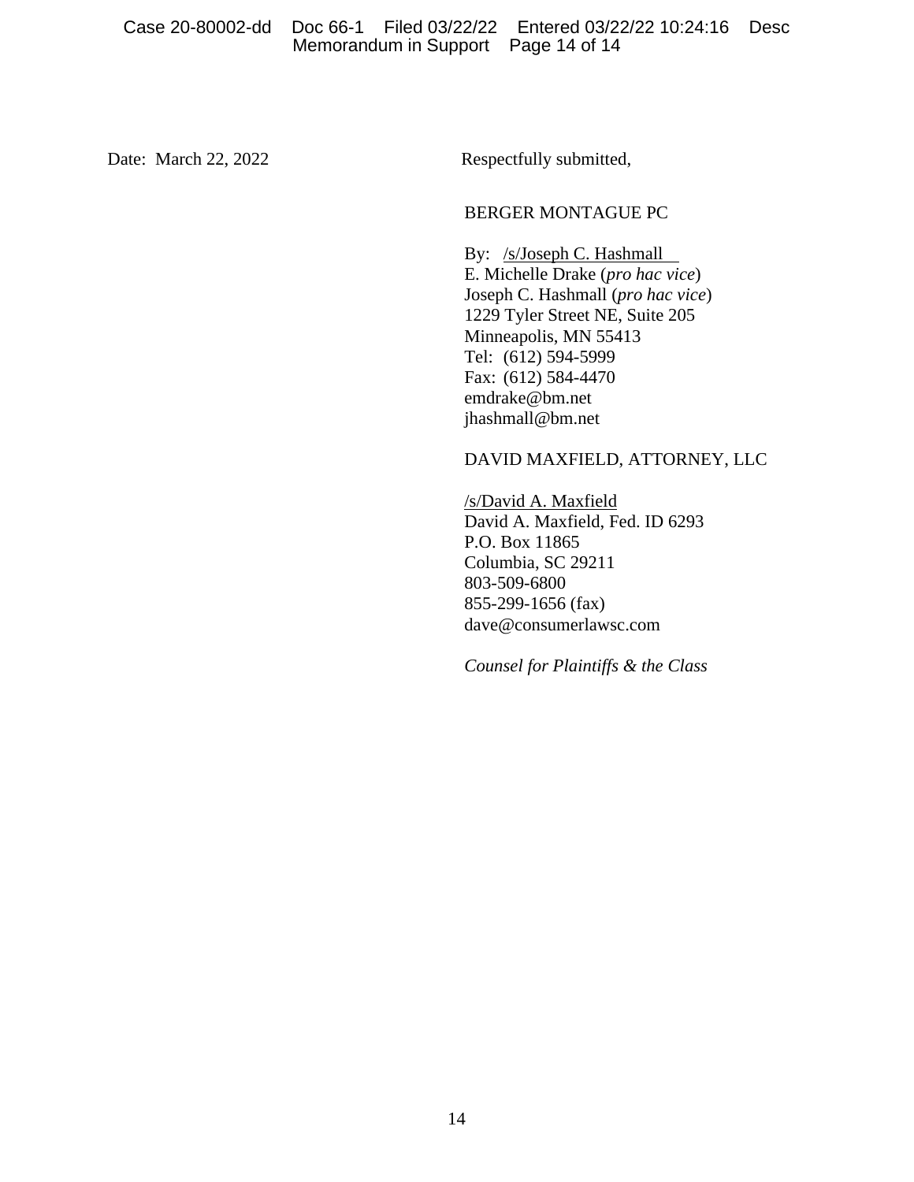Date: March 22, 2022

Respectfully submitted,

BERGER MONTAGUE PC

By: /s/Joseph C. Hashmall  
E. Michelle Drake (*pro hac vice*)  
Joseph C. Hashmall (*pro hac vice*)  
1229 Tyler Street NE, Suite 205  
Minneapolis, MN 55413  
Tel: (612) 594-5999  
Fax: (612) 584-4470  
emdrake@bm.net  
jhashmall@bm.net

DAVID MAXFIELD, ATTORNEY, LLC

/s/David A. Maxfield  
David A. Maxfield, Fed. ID 6293  
P.O. Box 11865  
Columbia, SC 29211  
803-509-6800  
855-299-1656 (fax)  
dave@consumerlawsc.com

*Counsel for Plaintiffs & the Class*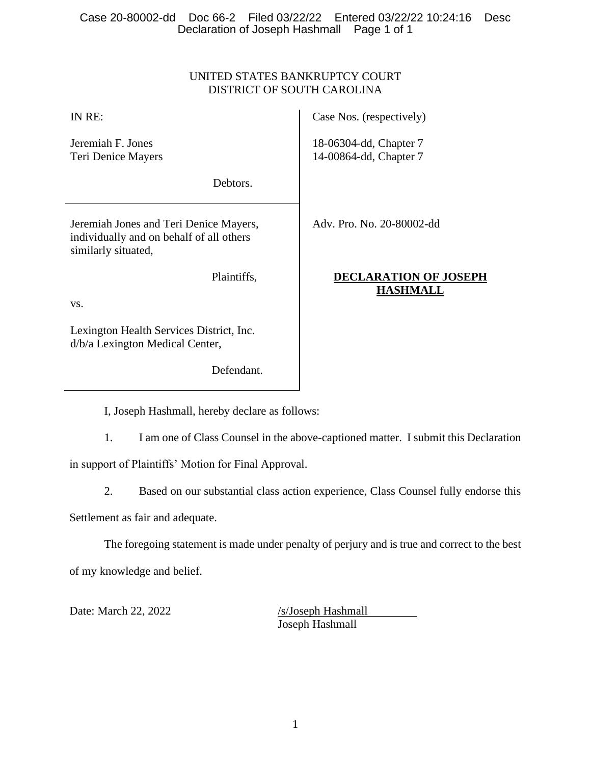UNITED STATES BANKRUPTCY COURT
DISTRICT OF SOUTH CAROLINA

| | |
|---|---|
| IN RE:<br><br>Jeremiah F. Jones<br>Teri Denice Mayers<br><br>Debtors. | Case Nos. (respectively)<br><br>18-06304-dd, Chapter 7<br>14-00864-dd, Chapter 7 |
| Jeremiah Jones and Teri Denice Mayers, individually and on behalf of all others similarly situated,<br><br>Plaintiffs,<br><br>vs.<br><br>Lexington Health Services District, Inc. d/b/a Lexington Medical Center,<br><br>Defendant. | Adv. Pro. No. 20-80002-dd<br><br>**DECLARATION OF JOSEPH HASHMALL** |

I, Joseph Hashmall, hereby declare as follows:

1. I am one of Class Counsel in the above-captioned matter. I submit this Declaration in support of Plaintiffs' Motion for Final Approval.

2. Based on our substantial class action experience, Class Counsel fully endorse this Settlement as fair and adequate.

The foregoing statement is made under penalty of perjury and is true and correct to the best of my knowledge and belief.

Date: March 22, 2022

/s/Joseph Hashmall
Joseph Hashmall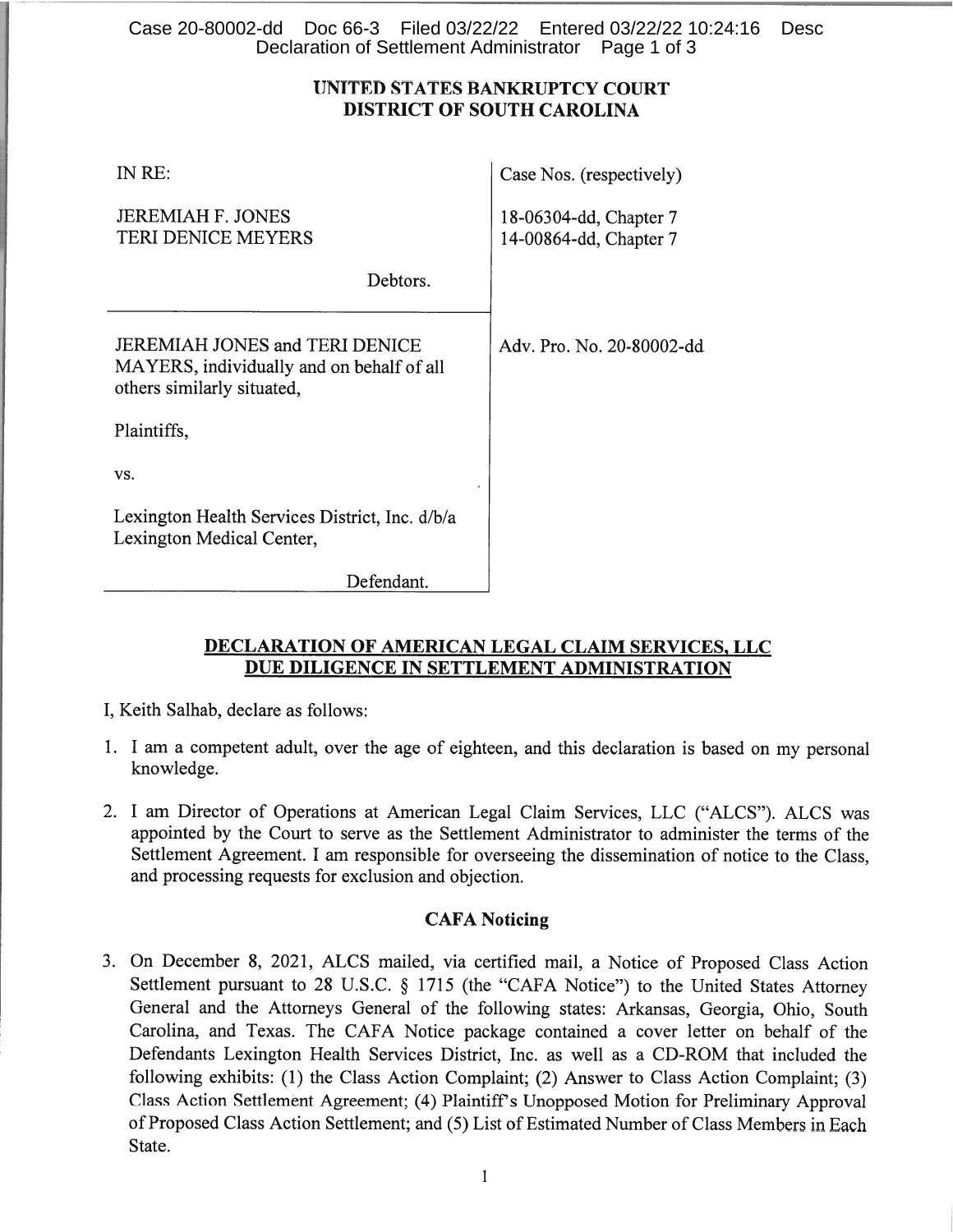**UNITED STATES BANKRUPTCY COURT**
**DISTRICT OF SOUTH CAROLINA**

| | |
|---|---|
| IN RE:<br><br>JEREMIAH F. JONES<br>TERI DENICE MEYERS<br><br>Debtors. | Case Nos. (respectively)<br><br>18-06304-dd, Chapter 7<br>14-00864-dd, Chapter 7 |
| JEREMIAH JONES and TERI DENICE MAYERS, individually and on behalf of all others similarly situated,<br><br>Plaintiffs,<br><br>vs.<br><br>Lexington Health Services District, Inc. d/b/a Lexington Medical Center,<br><br>Defendant. | Adv. Pro. No. 20-80002-dd |

## DECLARATION OF AMERICAN LEGAL CLAIM SERVICES, LLC DUE DILIGENCE IN SETTLEMENT ADMINISTRATION

I, Keith Salhab, declare as follows:

1. I am a competent adult, over the age of eighteen, and this declaration is based on my personal knowledge.

2. I am Director of Operations at American Legal Claim Services, LLC ("ALCS"). ALCS was appointed by the Court to serve as the Settlement Administrator to administer the terms of the Settlement Agreement. I am responsible for overseeing the dissemination of notice to the Class, and processing requests for exclusion and objection.

### CAFA Noticing

3. On December 8, 2021, ALCS mailed, via certified mail, a Notice of Proposed Class Action Settlement pursuant to 28 U.S.C. § 1715 (the "CAFA Notice") to the United States Attorney General and the Attorneys General of the following states: Arkansas, Georgia, Ohio, South Carolina, and Texas. The CAFA Notice package contained a cover letter on behalf of the Defendants Lexington Health Services District, Inc. as well as a CD-ROM that included the following exhibits: (1) the Class Action Complaint; (2) Answer to Class Action Complaint; (3) Class Action Settlement Agreement; (4) Plaintiff's Unopposed Motion for Preliminary Approval of Proposed Class Action Settlement; and (5) List of Estimated Number of Class Members in Each State.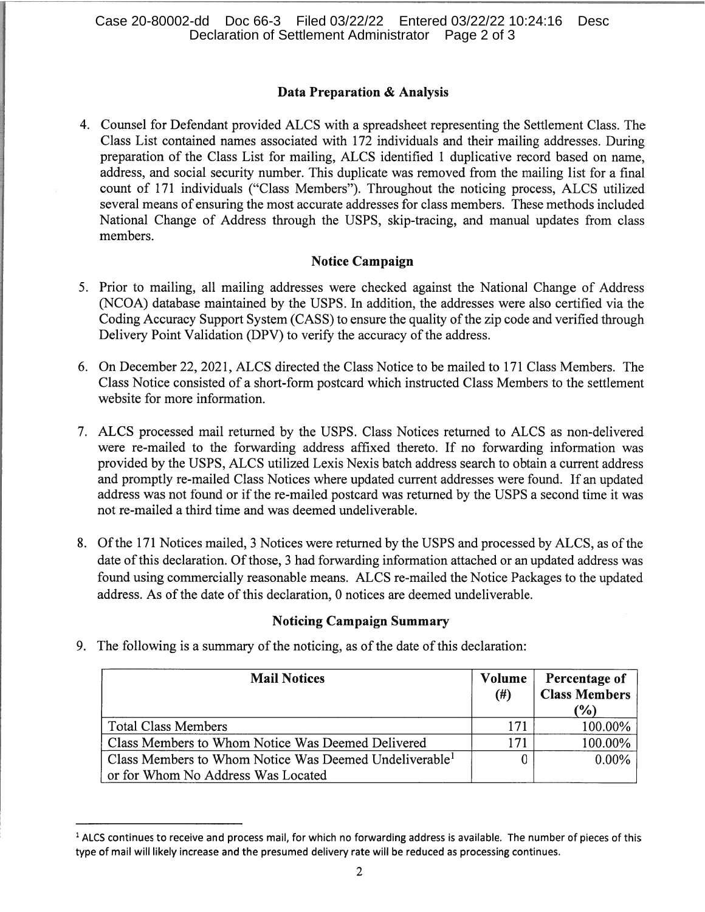## Data Preparation & Analysis

4. Counsel for Defendant provided ALCS with a spreadsheet representing the Settlement Class. The Class List contained names associated with 172 individuals and their mailing addresses. During preparation of the Class List for mailing, ALCS identified 1 duplicative record based on name, address, and social security number. This duplicate was removed from the mailing list for a final count of 171 individuals ("Class Members"). Throughout the noticing process, ALCS utilized several means of ensuring the most accurate addresses for class members. These methods included National Change of Address through the USPS, skip-tracing, and manual updates from class members.

## Notice Campaign

5. Prior to mailing, all mailing addresses were checked against the National Change of Address (NCOA) database maintained by the USPS. In addition, the addresses were also certified via the Coding Accuracy Support System (CASS) to ensure the quality of the zip code and verified through Delivery Point Validation (DPV) to verify the accuracy of the address.

6. On December 22, 2021, ALCS directed the Class Notice to be mailed to 171 Class Members. The Class Notice consisted of a short-form postcard which instructed Class Members to the settlement website for more information.

7. ALCS processed mail returned by the USPS. Class Notices returned to ALCS as non-delivered were re-mailed to the forwarding address affixed thereto. If no forwarding information was provided by the USPS, ALCS utilized Lexis Nexis batch address search to obtain a current address and promptly re-mailed Class Notices where updated current addresses were found. If an updated address was not found or if the re-mailed postcard was returned by the USPS a second time it was not re-mailed a third time and was deemed undeliverable.

8. Of the 171 Notices mailed, 3 Notices were returned by the USPS and processed by ALCS, as of the date of this declaration. Of those, 3 had forwarding information attached or an updated address was found using commercially reasonable means. ALCS re-mailed the Notice Packages to the updated address. As of the date of this declaration, 0 notices are deemed undeliverable.

## Noticing Campaign Summary

9. The following is a summary of the noticing, as of the date of this declaration:

| Mail Notices | Volume (#) | Percentage of Class Members (%) |
|---|---|---|
| Total Class Members | 171 | 100.00% |
| Class Members to Whom Notice Was Deemed Delivered | 171 | 100.00% |
| Class Members to Whom Notice Was Deemed Undeliverable[1] or for Whom No Address Was Located | 0 | 0.00% |

[1] ALCS continues to receive and process mail, for which no forwarding address is available. The number of pieces of this type of mail will likely increase and the presumed delivery rate will be reduced as processing continues.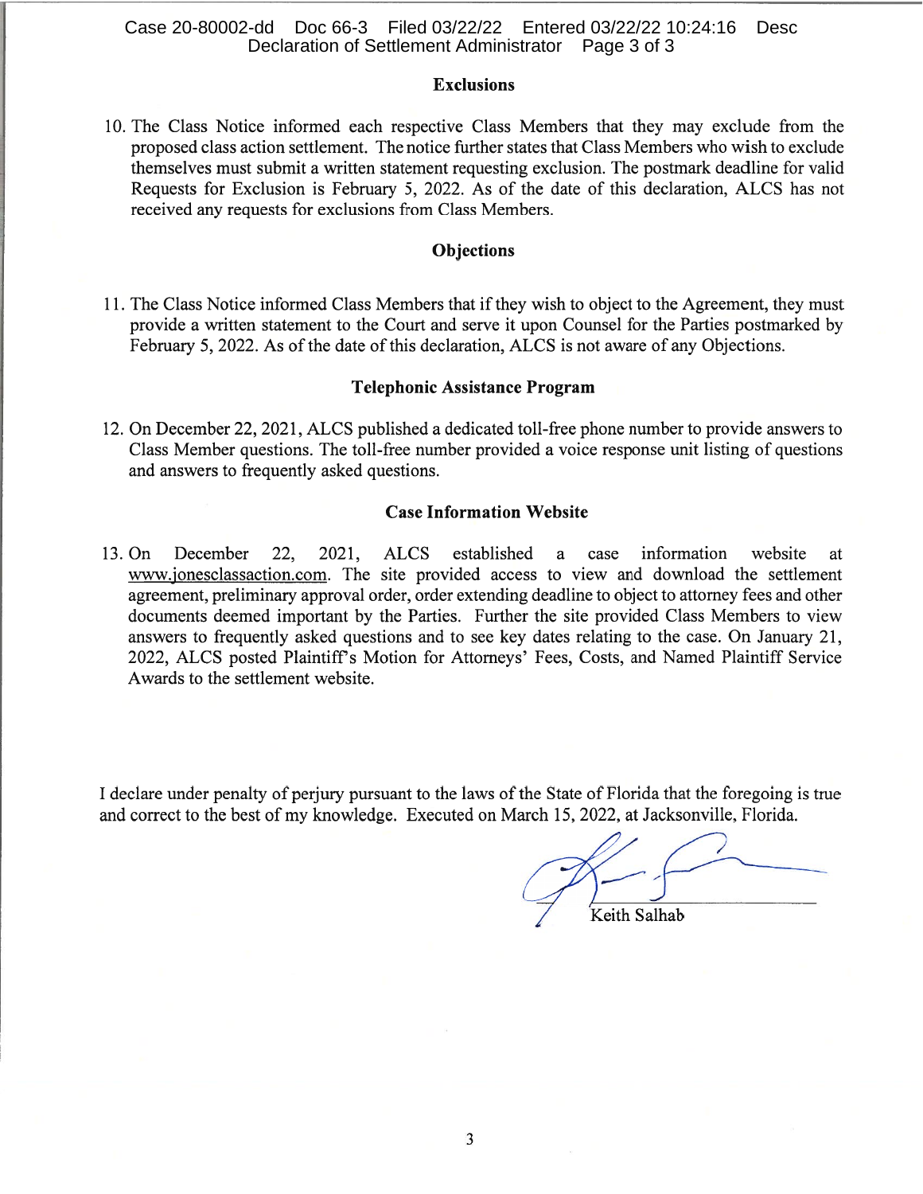### Exclusions

10. The Class Notice informed each respective Class Members that they may exclude from the proposed class action settlement. The notice further states that Class Members who wish to exclude themselves must submit a written statement requesting exclusion. The postmark deadline for valid Requests for Exclusion is February 5, 2022. As of the date of this declaration, ALCS has not received any requests for exclusions from Class Members.

### Objections

11. The Class Notice informed Class Members that if they wish to object to the Agreement, they must provide a written statement to the Court and serve it upon Counsel for the Parties postmarked by February 5, 2022. As of the date of this declaration, ALCS is not aware of any Objections.

### Telephonic Assistance Program

12. On December 22, 2021, ALCS published a dedicated toll-free phone number to provide answers to Class Member questions. The toll-free number provided a voice response unit listing of questions and answers to frequently asked questions.

### Case Information Website

13. On December 22, 2021, ALCS established a case information website at www.jonesclassaction.com. The site provided access to view and download the settlement agreement, preliminary approval order, order extending deadline to object to attorney fees and other documents deemed important by the Parties. Further the site provided Class Members to view answers to frequently asked questions and to see key dates relating to the case. On January 21, 2022, ALCS posted Plaintiff's Motion for Attorneys' Fees, Costs, and Named Plaintiff Service Awards to the settlement website.

I declare under penalty of perjury pursuant to the laws of the State of Florida that the foregoing is true and correct to the best of my knowledge. Executed on March 15, 2022, at Jacksonville, Florida.

Keith Salhab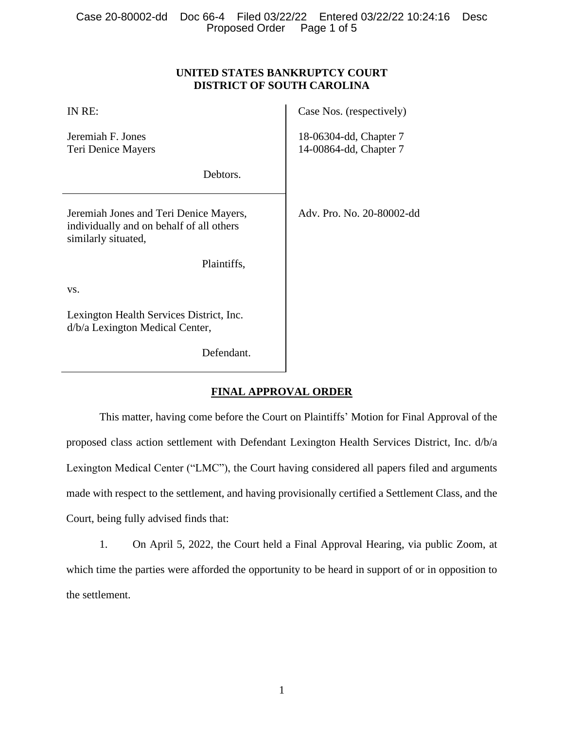**UNITED STATES BANKRUPTCY COURT**
**DISTRICT OF SOUTH CAROLINA**

| IN RE:<br><br>Jeremiah F. Jones<br>Teri Denice Mayers<br><br>Debtors. | Case Nos. (respectively)<br><br>18-06304-dd, Chapter 7<br>14-00864-dd, Chapter 7 |
|---|---|
| Jeremiah Jones and Teri Denice Mayers, individually and on behalf of all others similarly situated,<br><br>Plaintiffs,<br><br>vs.<br><br>Lexington Health Services District, Inc. d/b/a Lexington Medical Center,<br><br>Defendant. | Adv. Pro. No. 20-80002-dd |

## FINAL APPROVAL ORDER

This matter, having come before the Court on Plaintiffs' Motion for Final Approval of the proposed class action settlement with Defendant Lexington Health Services District, Inc. d/b/a Lexington Medical Center ("LMC"), the Court having considered all papers filed and arguments made with respect to the settlement, and having provisionally certified a Settlement Class, and the Court, being fully advised finds that:

1. On April 5, 2022, the Court held a Final Approval Hearing, via public Zoom, at which time the parties were afforded the opportunity to be heard in support of or in opposition to the settlement.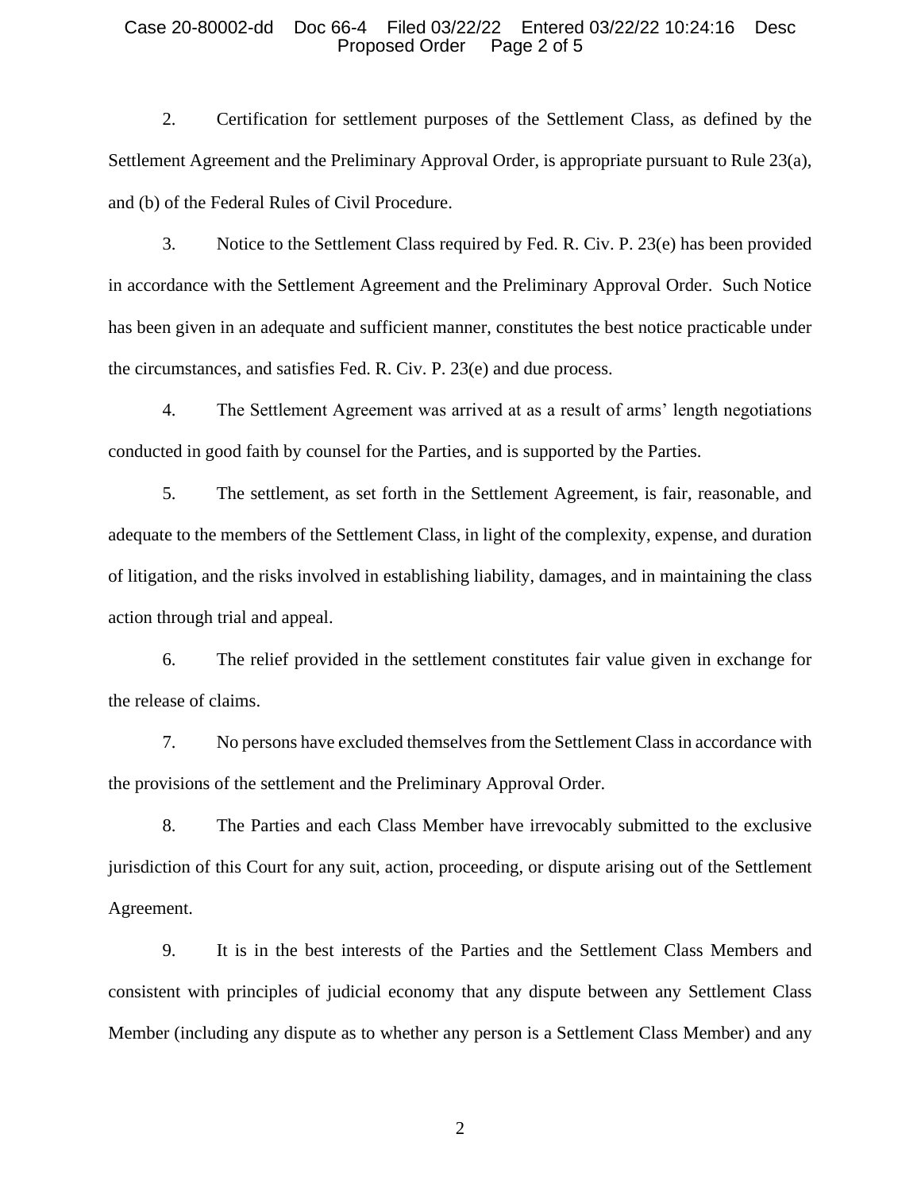2. Certification for settlement purposes of the Settlement Class, as defined by the Settlement Agreement and the Preliminary Approval Order, is appropriate pursuant to Rule 23(a), and (b) of the Federal Rules of Civil Procedure.

3. Notice to the Settlement Class required by Fed. R. Civ. P. 23(e) has been provided in accordance with the Settlement Agreement and the Preliminary Approval Order. Such Notice has been given in an adequate and sufficient manner, constitutes the best notice practicable under the circumstances, and satisfies Fed. R. Civ. P. 23(e) and due process.

4. The Settlement Agreement was arrived at as a result of arms' length negotiations conducted in good faith by counsel for the Parties, and is supported by the Parties.

5. The settlement, as set forth in the Settlement Agreement, is fair, reasonable, and adequate to the members of the Settlement Class, in light of the complexity, expense, and duration of litigation, and the risks involved in establishing liability, damages, and in maintaining the class action through trial and appeal.

6. The relief provided in the settlement constitutes fair value given in exchange for the release of claims.

7. No persons have excluded themselves from the Settlement Class in accordance with the provisions of the settlement and the Preliminary Approval Order.

8. The Parties and each Class Member have irrevocably submitted to the exclusive jurisdiction of this Court for any suit, action, proceeding, or dispute arising out of the Settlement Agreement.

9. It is in the best interests of the Parties and the Settlement Class Members and consistent with principles of judicial economy that any dispute between any Settlement Class Member (including any dispute as to whether any person is a Settlement Class Member) and any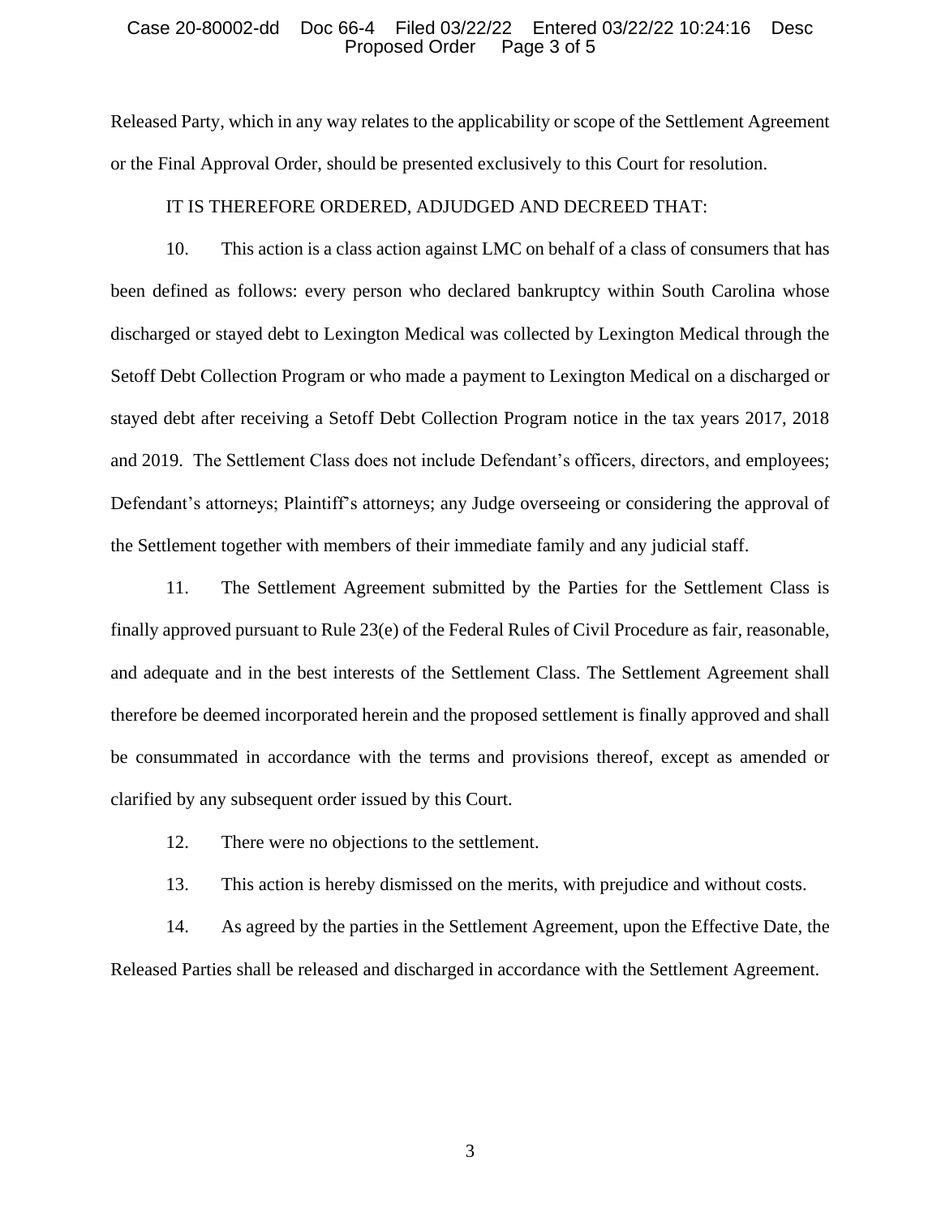Released Party, which in any way relates to the applicability or scope of the Settlement Agreement or the Final Approval Order, should be presented exclusively to this Court for resolution.

IT IS THEREFORE ORDERED, ADJUDGED AND DECREED THAT:

10. This action is a class action against LMC on behalf of a class of consumers that has been defined as follows: every person who declared bankruptcy within South Carolina whose discharged or stayed debt to Lexington Medical was collected by Lexington Medical through the Setoff Debt Collection Program or who made a payment to Lexington Medical on a discharged or stayed debt after receiving a Setoff Debt Collection Program notice in the tax years 2017, 2018 and 2019. The Settlement Class does not include Defendant's officers, directors, and employees; Defendant's attorneys; Plaintiff's attorneys; any Judge overseeing or considering the approval of the Settlement together with members of their immediate family and any judicial staff.

11. The Settlement Agreement submitted by the Parties for the Settlement Class is finally approved pursuant to Rule 23(e) of the Federal Rules of Civil Procedure as fair, reasonable, and adequate and in the best interests of the Settlement Class. The Settlement Agreement shall therefore be deemed incorporated herein and the proposed settlement is finally approved and shall be consummated in accordance with the terms and provisions thereof, except as amended or clarified by any subsequent order issued by this Court.

12. There were no objections to the settlement.

13. This action is hereby dismissed on the merits, with prejudice and without costs.

14. As agreed by the parties in the Settlement Agreement, upon the Effective Date, the Released Parties shall be released and discharged in accordance with the Settlement Agreement.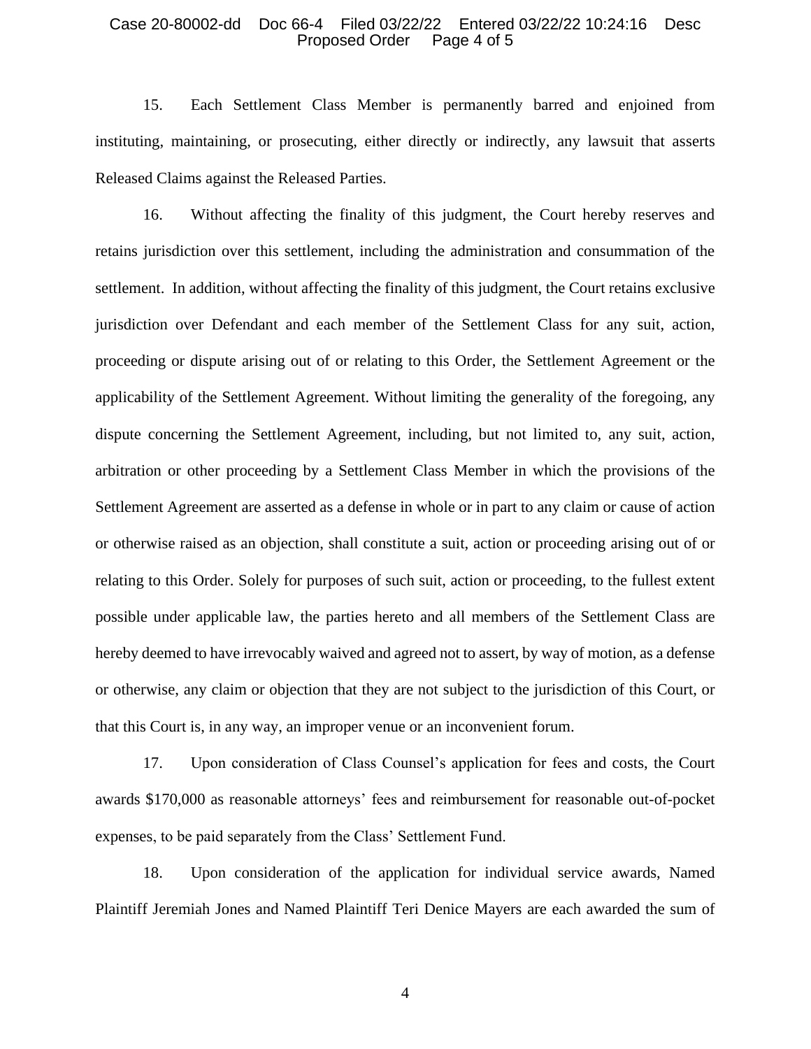15. Each Settlement Class Member is permanently barred and enjoined from instituting, maintaining, or prosecuting, either directly or indirectly, any lawsuit that asserts Released Claims against the Released Parties.

16. Without affecting the finality of this judgment, the Court hereby reserves and retains jurisdiction over this settlement, including the administration and consummation of the settlement. In addition, without affecting the finality of this judgment, the Court retains exclusive jurisdiction over Defendant and each member of the Settlement Class for any suit, action, proceeding or dispute arising out of or relating to this Order, the Settlement Agreement or the applicability of the Settlement Agreement. Without limiting the generality of the foregoing, any dispute concerning the Settlement Agreement, including, but not limited to, any suit, action, arbitration or other proceeding by a Settlement Class Member in which the provisions of the Settlement Agreement are asserted as a defense in whole or in part to any claim or cause of action or otherwise raised as an objection, shall constitute a suit, action or proceeding arising out of or relating to this Order. Solely for purposes of such suit, action or proceeding, to the fullest extent possible under applicable law, the parties hereto and all members of the Settlement Class are hereby deemed to have irrevocably waived and agreed not to assert, by way of motion, as a defense or otherwise, any claim or objection that they are not subject to the jurisdiction of this Court, or that this Court is, in any way, an improper venue or an inconvenient forum.

17. Upon consideration of Class Counsel's application for fees and costs, the Court awards $170,000 as reasonable attorneys' fees and reimbursement for reasonable out-of-pocket expenses, to be paid separately from the Class' Settlement Fund.

18. Upon consideration of the application for individual service awards, Named Plaintiff Jeremiah Jones and Named Plaintiff Teri Denice Mayers are each awarded the sum of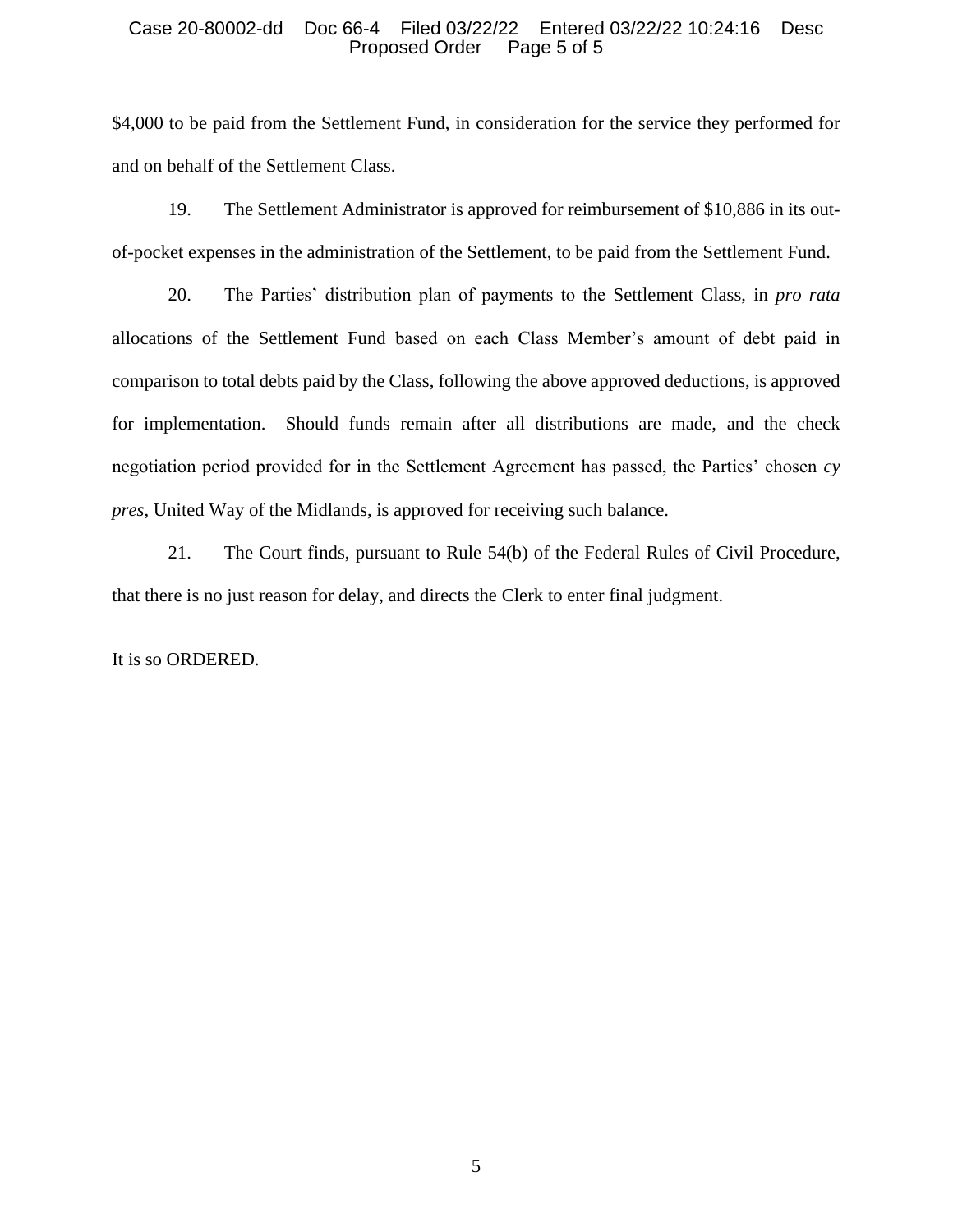$4,000 to be paid from the Settlement Fund, in consideration for the service they performed for and on behalf of the Settlement Class.

19. The Settlement Administrator is approved for reimbursement of $10,886 in its out-of-pocket expenses in the administration of the Settlement, to be paid from the Settlement Fund.

20. The Parties' distribution plan of payments to the Settlement Class, in *pro rata* allocations of the Settlement Fund based on each Class Member's amount of debt paid in comparison to total debts paid by the Class, following the above approved deductions, is approved for implementation. Should funds remain after all distributions are made, and the check negotiation period provided for in the Settlement Agreement has passed, the Parties' chosen *cy pres*, United Way of the Midlands, is approved for receiving such balance.

21. The Court finds, pursuant to Rule 54(b) of the Federal Rules of Civil Procedure, that there is no just reason for delay, and directs the Clerk to enter final judgment.

It is so ORDERED.